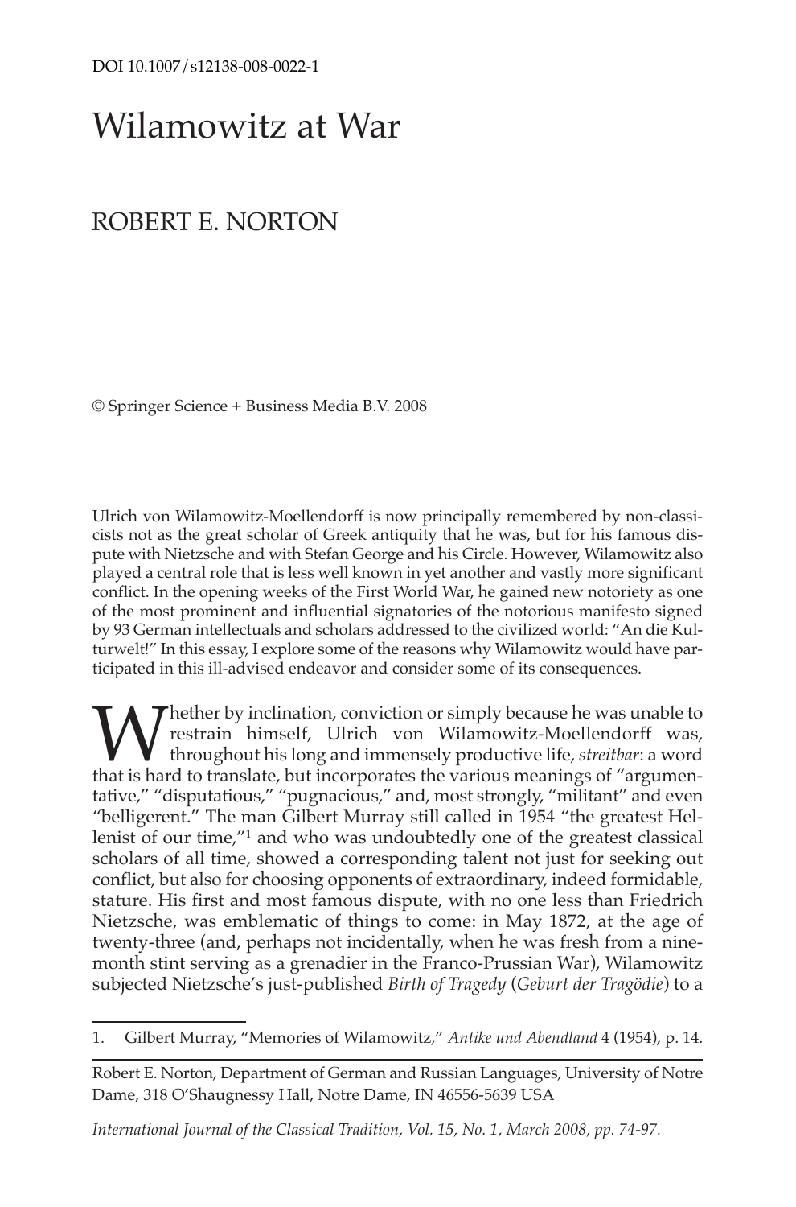DOI 10.1007/s12138-008-0022-1

# Wilamowitz at War

## ROBERT E. NORTON

© Springer Science + Business Media B.V. 2008

Ulrich von Wilamowitz-Moellendorff is now principally remembered by non-classicists not as the great scholar of Greek antiquity that he was, but for his famous dispute with Nietzsche and with Stefan George and his Circle. However, Wilamowitz also played a central role that is less well known in yet another and vastly more significant conflict. In the opening weeks of the First World War, he gained new notoriety as one of the most prominent and influential signatories of the notorious manifesto signed by 93 German intellectuals and scholars addressed to the civilized world: "An die Kulturwelt!" In this essay, I explore some of the reasons why Wilamowitz would have participated in this ill-advised endeavor and consider some of its consequences.

Whether by inclination, conviction or simply because he was unable to restrain himself, Ulrich von Wilamowitz-Moellendorff was, throughout his long and immensely productive life, *streitbar*: a word that is hard to translate, but incorporates the various meanings of "argumentative," "disputatious," "pugnacious," and, most strongly, "militant" and even "belligerent." The man Gilbert Murray still called in 1954 "the greatest Hellenist of our time,"[1] and who was undoubtedly one of the greatest classical scholars of all time, showed a corresponding talent not just for seeking out conflict, but also for choosing opponents of extraordinary, indeed formidable, stature. His first and most famous dispute, with no one less than Friedrich Nietzsche, was emblematic of things to come: in May 1872, at the age of twenty-three (and, perhaps not incidentally, when he was fresh from a nine-month stint serving as a grenadier in the Franco-Prussian War), Wilamowitz subjected Nietzsche's just-published *Birth of Tragedy* (*Geburt der Tragödie*) to a

1. Gilbert Murray, "Memories of Wilamowitz," *Antike und Abendland* 4 (1954), p. 14.

Robert E. Norton, Department of German and Russian Languages, University of Notre Dame, 318 O'Shaugnessy Hall, Notre Dame, IN 46556-5639 USA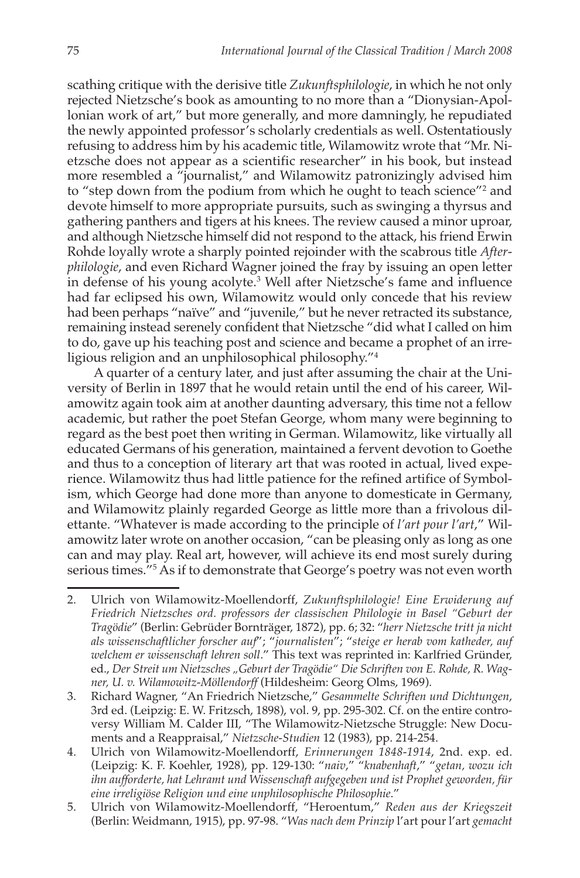scathing critique with the derisive title *Zukunftsphilologie*, in which he not only rejected Nietzsche's book as amounting to no more than a "Dionysian-Apollonian work of art," but more generally, and more damningly, he repudiated the newly appointed professor's scholarly credentials as well. Ostentatiously refusing to address him by his academic title, Wilamowitz wrote that "Mr. Nietzsche does not appear as a scientific researcher" in his book, but instead more resembled a "journalist," and Wilamowitz patronizingly advised him to "step down from the podium from which he ought to teach science"[2] and devote himself to more appropriate pursuits, such as swinging a thyrsus and gathering panthers and tigers at his knees. The review caused a minor uproar, and although Nietzsche himself did not respond to the attack, his friend Erwin Rohde loyally wrote a sharply pointed rejoinder with the scabrous title *Afterphilologie*, and even Richard Wagner joined the fray by issuing an open letter in defense of his young acolyte.[3] Well after Nietzsche's fame and influence had far eclipsed his own, Wilamowitz would only concede that his review had been perhaps "naïve" and "juvenile," but he never retracted its substance, remaining instead serenely confident that Nietzsche "did what I called on him to do, gave up his teaching post and science and became a prophet of an irreligious religion and an unphilosophical philosophy."[4]

A quarter of a century later, and just after assuming the chair at the University of Berlin in 1897 that he would retain until the end of his career, Wilamowitz again took aim at another daunting adversary, this time not a fellow academic, but rather the poet Stefan George, whom many were beginning to regard as the best poet then writing in German. Wilamowitz, like virtually all educated Germans of his generation, maintained a fervent devotion to Goethe and thus to a conception of literary art that was rooted in actual, lived experience. Wilamowitz thus had little patience for the refined artifice of Symbolism, which George had done more than anyone to domesticate in Germany, and Wilamowitz plainly regarded George as little more than a frivolous dilettante. "Whatever is made according to the principle of *l'art pour l'art*," Wilamowitz later wrote on another occasion, "can be pleasing only as long as one can and may play. Real art, however, will achieve its end most surely during serious times."[5] As if to demonstrate that George's poetry was not even worth

---

2. Ulrich von Wilamowitz-Moellendorff, *Zukunftsphilologie! Eine Erwiderung auf Friedrich Nietzsches ord. professors der classischen Philologie in Basel "Geburt der Tragödie"* (Berlin: Gebrüder Bornträger, 1872), pp. 6; 32: "*herr Nietzsche tritt ja nicht als wissenschaftlicher forscher auf*"; "*journalisten*"; "*steige er herab vom katheder, auf welchem er wissenschaft lehren soll*." This text was reprinted in: Karlfried Gründer, ed., *Der Streit um Nietzsches „Geburt der Tragödie" Die Schriften von E. Rohde, R. Wagner, U. v. Wilamowitz-Möllendorff* (Hildesheim: Georg Olms, 1969).

3. Richard Wagner, "An Friedrich Nietzsche," *Gesammelte Schriften und Dichtungen*, 3rd ed. (Leipzig: E. W. Fritzsch, 1898), vol. 9, pp. 295-302. Cf. on the entire controversy William M. Calder III, "The Wilamowitz-Nietzsche Struggle: New Documents and a Reappraisal," *Nietzsche-Studien* 12 (1983), pp. 214-254.

4. Ulrich von Wilamowitz-Moellendorff, *Erinnerungen 1848-1914*, 2nd. exp. ed. (Leipzig: K. F. Koehler, 1928), pp. 129-130: "*naiv*," "*knabenhaft*," "*getan, wozu ich ihn aufforderte, hat Lehramt und Wissenschaft aufgegeben und ist Prophet geworden, für eine irreligiöse Religion und eine unphilosophische Philosophie*."

5. Ulrich von Wilamowitz-Moellendorff, "Heroentum," *Reden aus der Kriegszeit* (Berlin: Weidmann, 1915), pp. 97-98. "*Was nach dem Prinzip* l'art pour l'art *gemacht*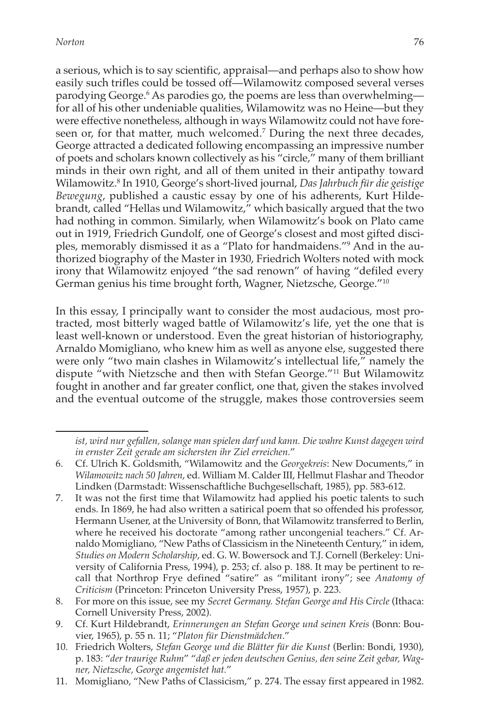a serious, which is to say scientific, appraisal—and perhaps also to show how easily such trifles could be tossed off—Wilamowitz composed several verses parodying George.[6] As parodies go, the poems are less than overwhelming—for all of his other undeniable qualities, Wilamowitz was no Heine—but they were effective nonetheless, although in ways Wilamowitz could not have foreseen or, for that matter, much welcomed.[7] During the next three decades, George attracted a dedicated following encompassing an impressive number of poets and scholars known collectively as his "circle," many of them brilliant minds in their own right, and all of them united in their antipathy toward Wilamowitz.[8] In 1910, George's short-lived journal, *Das Jahrbuch für die geistige Bewegung*, published a caustic essay by one of his adherents, Kurt Hildebrandt, called "Hellas und Wilamowitz," which basically argued that the two had nothing in common. Similarly, when Wilamowitz's book on Plato came out in 1919, Friedrich Gundolf, one of George's closest and most gifted disciples, memorably dismissed it as a "Plato for handmaidens."[9] And in the authorized biography of the Master in 1930, Friedrich Wolters noted with mock irony that Wilamowitz enjoyed "the sad renown" of having "defiled every German genius his time brought forth, Wagner, Nietzsche, George."[10]

In this essay, I principally want to consider the most audacious, most protracted, most bitterly waged battle of Wilamowitz's life, yet the one that is least well-known or understood. Even the great historian of historiography, Arnaldo Momigliano, who knew him as well as anyone else, suggested there were only "two main clashes in Wilamowitz's intellectual life," namely the dispute "with Nietzsche and then with Stefan George."[11] But Wilamowitz fought in another and far greater conflict, one that, given the stakes involved and the eventual outcome of the struggle, makes those controversies seem

---

*ist, wird nur gefallen, solange man spielen darf und kann. Die wahre Kunst dagegen wird in ernster Zeit gerade am sichersten ihr Ziel erreichen.*"

6. Cf. Ulrich K. Goldsmith, "Wilamowitz and the *Georgekreis*: New Documents," in *Wilamowitz nach 50 Jahren*, ed. William M. Calder III, Hellmut Flashar and Theodor Lindken (Darmstadt: Wissenschaftliche Buchgesellschaft, 1985), pp. 583-612.
7. It was not the first time that Wilamowitz had applied his poetic talents to such ends. In 1869, he had also written a satirical poem that so offended his professor, Hermann Usener, at the University of Bonn, that Wilamowitz transferred to Berlin, where he received his doctorate "among rather uncongenial teachers." Cf. Arnaldo Momigliano, "New Paths of Classicism in the Nineteenth Century," in idem, *Studies on Modern Scholarship*, ed. G. W. Bowersock and T.J. Cornell (Berkeley: University of California Press, 1994), p. 253; cf. also p. 188. It may be pertinent to recall that Northrop Frye defined "satire" as "militant irony"; see *Anatomy of Criticism* (Princeton: Princeton University Press, 1957), p. 223.
8. For more on this issue, see my *Secret Germany. Stefan George and His Circle* (Ithaca: Cornell University Press, 2002).
9. Cf. Kurt Hildebrandt, *Erinnerungen an Stefan George und seinen Kreis* (Bonn: Bouvier, 1965), p. 55 n. 11; "*Platon für Dienstmädchen*."
10. Friedrich Wolters, *Stefan George und die Blätter für die Kunst* (Berlin: Bondi, 1930), p. 183: "*der traurige Ruhm*" "*daß er jeden deutschen Genius, den seine Zeit gebar, Wagner, Nietzsche, George angemistet hat.*"
11. Momigliano, "New Paths of Classicism," p. 274. The essay first appeared in 1982.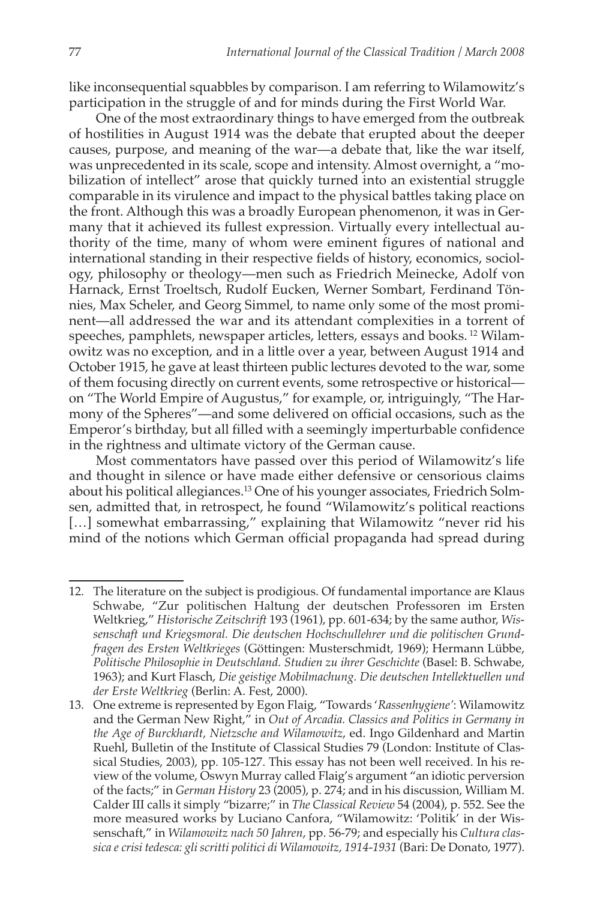like inconsequential squabbles by comparison. I am referring to Wilamowitz's participation in the struggle of and for minds during the First World War.

One of the most extraordinary things to have emerged from the outbreak of hostilities in August 1914 was the debate that erupted about the deeper causes, purpose, and meaning of the war—a debate that, like the war itself, was unprecedented in its scale, scope and intensity. Almost overnight, a "mobilization of intellect" arose that quickly turned into an existential struggle comparable in its virulence and impact to the physical battles taking place on the front. Although this was a broadly European phenomenon, it was in Germany that it achieved its fullest expression. Virtually every intellectual authority of the time, many of whom were eminent figures of national and international standing in their respective fields of history, economics, sociology, philosophy or theology—men such as Friedrich Meinecke, Adolf von Harnack, Ernst Troeltsch, Rudolf Eucken, Werner Sombart, Ferdinand Tönnies, Max Scheler, and Georg Simmel, to name only some of the most prominent—all addressed the war and its attendant complexities in a torrent of speeches, pamphlets, newspaper articles, letters, essays and books. [12] Wilamowitz was no exception, and in a little over a year, between August 1914 and October 1915, he gave at least thirteen public lectures devoted to the war, some of them focusing directly on current events, some retrospective or historical—on "The World Empire of Augustus," for example, or, intriguingly, "The Harmony of the Spheres"—and some delivered on official occasions, such as the Emperor's birthday, but all filled with a seemingly imperturbable confidence in the rightness and ultimate victory of the German cause.

Most commentators have passed over this period of Wilamowitz's life and thought in silence or have made either defensive or censorious claims about his political allegiances.[13] One of his younger associates, Friedrich Solmsen, admitted that, in retrospect, he found "Wilamowitz's political reactions [...] somewhat embarrassing," explaining that Wilamowitz "never rid his mind of the notions which German official propaganda had spread during

---

12. The literature on the subject is prodigious. Of fundamental importance are Klaus Schwabe, "Zur politischen Haltung der deutschen Professoren im Ersten Weltkrieg," *Historische Zeitschrift* 193 (1961), pp. 601-634; by the same author, *Wissenschaft und Kriegsmoral. Die deutschen Hochschullehrer und die politischen Grundfragen des Ersten Weltkrieges* (Göttingen: Musterschmidt, 1969); Hermann Lübbe, *Politische Philosophie in Deutschland. Studien zu ihrer Geschichte* (Basel: B. Schwabe, 1963); and Kurt Flasch, *Die geistige Mobilmachung. Die deutschen Intellektuellen und der Erste Weltkrieg* (Berlin: A. Fest, 2000).

13. One extreme is represented by Egon Flaig, "Towards '*Rassenhygiene*': Wilamowitz and the German New Right," in *Out of Arcadia. Classics and Politics in Germany in the Age of Burckhardt, Nietzsche and Wilamowitz*, ed. Ingo Gildenhard and Martin Ruehl, Bulletin of the Institute of Classical Studies 79 (London: Institute of Classical Studies, 2003), pp. 105-127. This essay has not been well received. In his review of the volume, Oswyn Murray called Flaig's argument "an idiotic perversion of the facts;" in *German History* 23 (2005), p. 274; and in his discussion, William M. Calder III calls it simply "bizarre;" in *The Classical Review* 54 (2004), p. 552. See the more measured works by Luciano Canfora, "Wilamowitz: 'Politik' in der Wissenschaft," in *Wilamowitz nach 50 Jahren*, pp. 56-79; and especially his *Cultura classica e crisi tedesca: gli scritti politici di Wilamowitz, 1914-1931* (Bari: De Donato, 1977).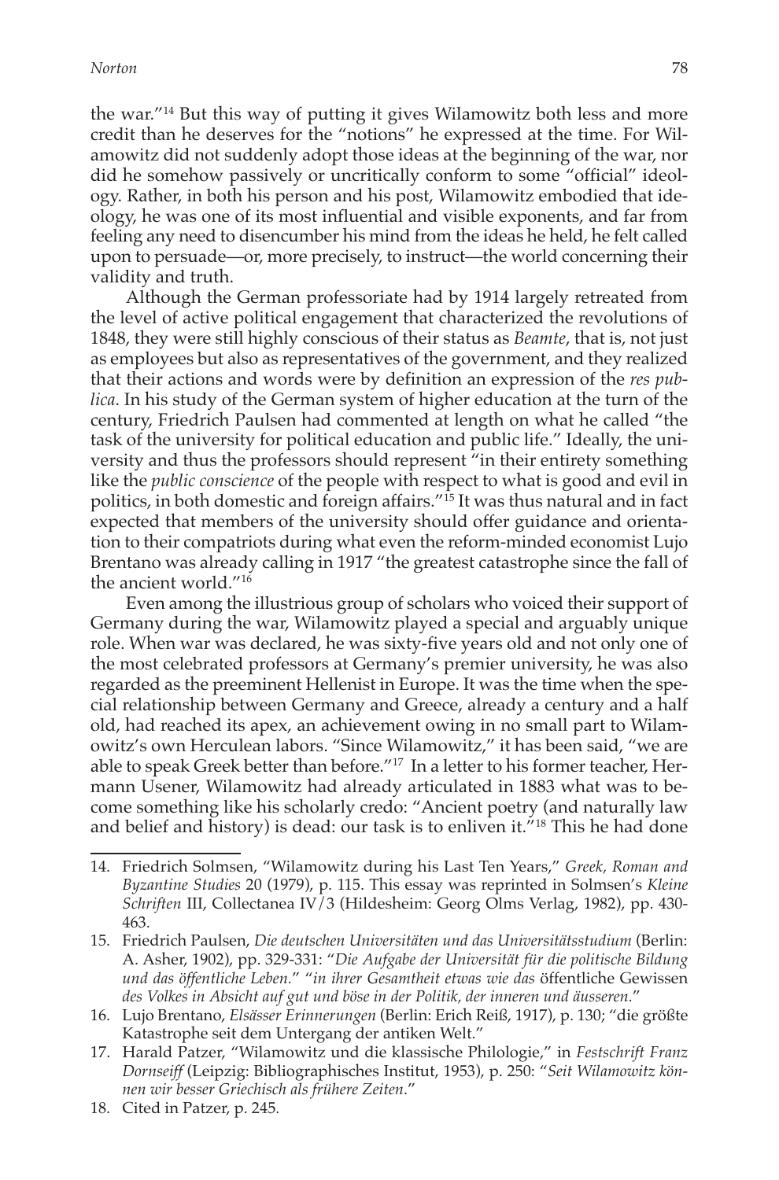the war."[14] But this way of putting it gives Wilamowitz both less and more credit than he deserves for the "notions" he expressed at the time. For Wilamowitz did not suddenly adopt those ideas at the beginning of the war, nor did he somehow passively or uncritically conform to some "official" ideology. Rather, in both his person and his post, Wilamowitz embodied that ideology, he was one of its most influential and visible exponents, and far from feeling any need to disencumber his mind from the ideas he held, he felt called upon to persuade—or, more precisely, to instruct—the world concerning their validity and truth.

Although the German professoriate had by 1914 largely retreated from the level of active political engagement that characterized the revolutions of 1848, they were still highly conscious of their status as *Beamte*, that is, not just as employees but also as representatives of the government, and they realized that their actions and words were by definition an expression of the *res publica*. In his study of the German system of higher education at the turn of the century, Friedrich Paulsen had commented at length on what he called "the task of the university for political education and public life." Ideally, the university and thus the professors should represent "in their entirety something like the *public conscience* of the people with respect to what is good and evil in politics, in both domestic and foreign affairs."[15] It was thus natural and in fact expected that members of the university should offer guidance and orientation to their compatriots during what even the reform-minded economist Lujo Brentano was already calling in 1917 "the greatest catastrophe since the fall of the ancient world."[16]

Even among the illustrious group of scholars who voiced their support of Germany during the war, Wilamowitz played a special and arguably unique role. When war was declared, he was sixty-five years old and not only one of the most celebrated professors at Germany's premier university, he was also regarded as the preeminent Hellenist in Europe. It was the time when the special relationship between Germany and Greece, already a century and a half old, had reached its apex, an achievement owing in no small part to Wilamowitz's own Herculean labors. "Since Wilamowitz," it has been said, "we are able to speak Greek better than before."[17] In a letter to his former teacher, Hermann Usener, Wilamowitz had already articulated in 1883 what was to become something like his scholarly credo: "Ancient poetry (and naturally law and belief and history) is dead: our task is to enliven it."[18] This he had done

14. Friedrich Solmsen, "Wilamowitz during his Last Ten Years," *Greek, Roman and Byzantine Studies* 20 (1979), p. 115. This essay was reprinted in Solmsen's *Kleine Schriften* III, Collectanea IV/3 (Hildesheim: Georg Olms Verlag, 1982), pp. 430-463.

15. Friedrich Paulsen, *Die deutschen Universitäten und das Universitätsstudium* (Berlin: A. Asher, 1902), pp. 329-331: "*Die Aufgabe der Universität für die politische Bildung und das öffentliche Leben.*" "*in ihrer Gesamtheit etwas wie das* öffentliche Gewissen *des Volkes in Absicht auf gut und böse in der Politik, der inneren und äusseren.*"

16. Lujo Brentano, *Elsässer Erinnerungen* (Berlin: Erich Reiß, 1917), p. 130; "die größte Katastrophe seit dem Untergang der antiken Welt."

17. Harald Patzer, "Wilamowitz und die klassische Philologie," in *Festschrift Franz Dornseiff* (Leipzig: Bibliographisches Institut, 1953), p. 250: "*Seit Wilamowitz können wir besser Griechisch als frühere Zeiten*."

18. Cited in Patzer, p. 245.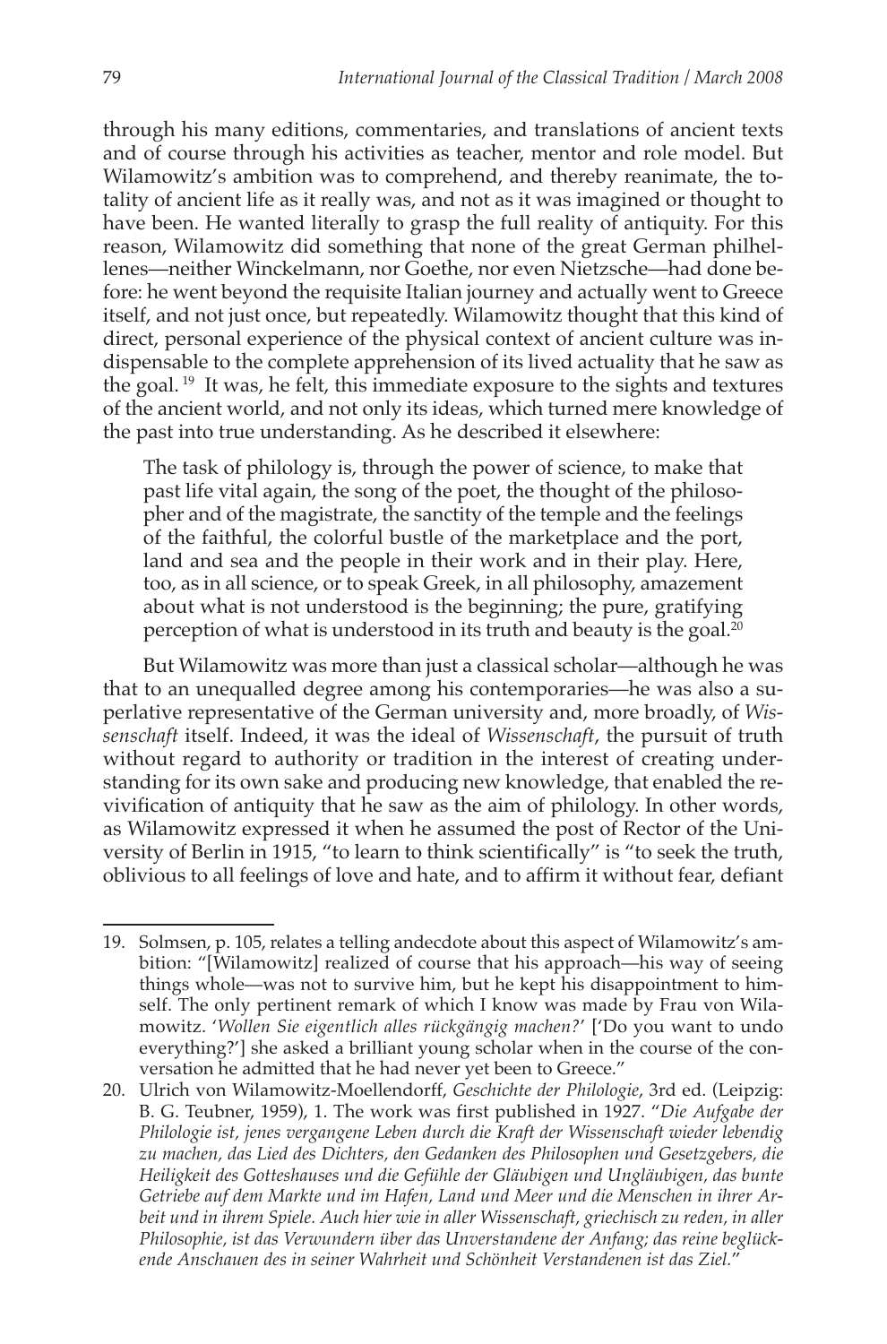through his many editions, commentaries, and translations of ancient texts and of course through his activities as teacher, mentor and role model. But Wilamowitz's ambition was to comprehend, and thereby reanimate, the totality of ancient life as it really was, and not as it was imagined or thought to have been. He wanted literally to grasp the full reality of antiquity. For this reason, Wilamowitz did something that none of the great German philhellenes—neither Winckelmann, nor Goethe, nor even Nietzsche—had done before: he went beyond the requisite Italian journey and actually went to Greece itself, and not just once, but repeatedly. Wilamowitz thought that this kind of direct, personal experience of the physical context of ancient culture was indispensable to the complete apprehension of its lived actuality that he saw as the goal.[19] It was, he felt, this immediate exposure to the sights and textures of the ancient world, and not only its ideas, which turned mere knowledge of the past into true understanding. As he described it elsewhere:

> The task of philology is, through the power of science, to make that past life vital again, the song of the poet, the thought of the philosopher and of the magistrate, the sanctity of the temple and the feelings of the faithful, the colorful bustle of the marketplace and the port, land and sea and the people in their work and in their play. Here, too, as in all science, or to speak Greek, in all philosophy, amazement about what is not understood is the beginning; the pure, gratifying perception of what is understood in its truth and beauty is the goal.[20]

But Wilamowitz was more than just a classical scholar—although he was that to an unequalled degree among his contemporaries—he was also a superlative representative of the German university and, more broadly, of *Wissenschaft* itself. Indeed, it was the ideal of *Wissenschaft*, the pursuit of truth without regard to authority or tradition in the interest of creating understanding for its own sake and producing new knowledge, that enabled the revivification of antiquity that he saw as the aim of philology. In other words, as Wilamowitz expressed it when he assumed the post of Rector of the University of Berlin in 1915, "to learn to think scientifically" is "to seek the truth, oblivious to all feelings of love and hate, and to affirm it without fear, defiant

---

19. Solmsen, p. 105, relates a telling andecdote about this aspect of Wilamowitz's ambition: "[Wilamowitz] realized of course that his approach—his way of seeing things whole—was not to survive him, but he kept his disappointment to himself. The only pertinent remark of which I know was made by Frau von Wilamowitz. '*Wollen Sie eigentlich alles rückgängig machen?*' ['Do you want to undo everything?'] she asked a brilliant young scholar when in the course of the conversation he admitted that he had never yet been to Greece."

20. Ulrich von Wilamowitz-Moellendorff, *Geschichte der Philologie*, 3rd ed. (Leipzig: B. G. Teubner, 1959), 1. The work was first published in 1927. "*Die Aufgabe der Philologie ist, jenes vergangene Leben durch die Kraft der Wissenschaft wieder lebendig zu machen, das Lied des Dichters, den Gedanken des Philosophen und Gesetzgebers, die Heiligkeit des Gotteshauses und die Gefühle der Gläubigen und Ungläubigen, das bunte Getriebe auf dem Markte und im Hafen, Land und Meer und die Menschen in ihrer Arbeit und in ihrem Spiele. Auch hier wie in aller Wissenschaft, griechisch zu reden, in aller Philosophie, ist das Verwundern über das Unverstandene der Anfang; das reine beglückende Anschauen des in seiner Wahrheit und Schönheit Verstandenen ist das Ziel.*"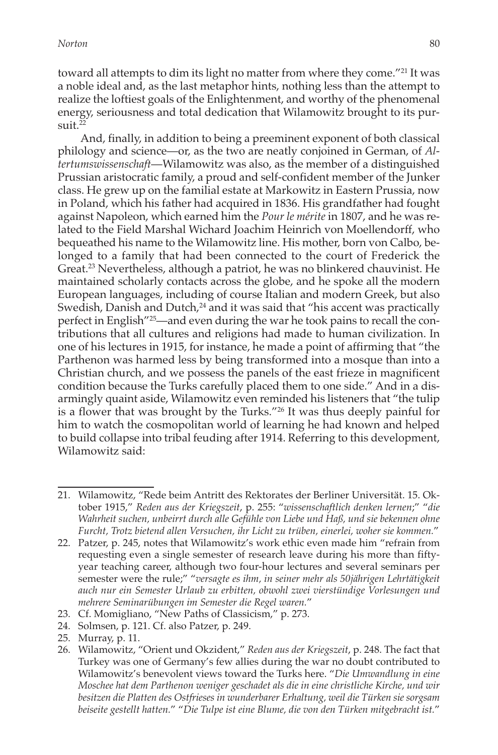toward all attempts to dim its light no matter from where they come."[21] It was a noble ideal and, as the last metaphor hints, nothing less than the attempt to realize the loftiest goals of the Enlightenment, and worthy of the phenomenal energy, seriousness and total dedication that Wilamowitz brought to its pursuit.[22]

And, finally, in addition to being a preeminent exponent of both classical philology and science—or, as the two are neatly conjoined in German, of *Altertumswissenschaft*—Wilamowitz was also, as the member of a distinguished Prussian aristocratic family, a proud and self-confident member of the Junker class. He grew up on the familial estate at Markowitz in Eastern Prussia, now in Poland, which his father had acquired in 1836. His grandfather had fought against Napoleon, which earned him the *Pour le mérite* in 1807, and he was related to the Field Marshal Wichard Joachim Heinrich von Moellendorff, who bequeathed his name to the Wilamowitz line. His mother, born von Calbo, belonged to a family that had been connected to the court of Frederick the Great.[23] Nevertheless, although a patriot, he was no blinkered chauvinist. He maintained scholarly contacts across the globe, and he spoke all the modern European languages, including of course Italian and modern Greek, but also Swedish, Danish and Dutch,[24] and it was said that "his accent was practically perfect in English"[25]—and even during the war he took pains to recall the contributions that all cultures and religions had made to human civilization. In one of his lectures in 1915, for instance, he made a point of affirming that "the Parthenon was harmed less by being transformed into a mosque than into a Christian church, and we possess the panels of the east frieze in magnificent condition because the Turks carefully placed them to one side." And in a disarmingly quaint aside, Wilamowitz even reminded his listeners that "the tulip is a flower that was brought by the Turks."[26] It was thus deeply painful for him to watch the cosmopolitan world of learning he had known and helped to build collapse into tribal feuding after 1914. Referring to this development, Wilamowitz said:

---

21. Wilamowitz, "Rede beim Antritt des Rektorates der Berliner Universität. 15. Oktober 1915," *Reden aus der Kriegszeit*, p. 255: "*wissenschaftlich denken lernen*;" "*die Wahrheit suchen, unbeirrt durch alle Gefühle von Liebe und Haß, und sie bekennen ohne Furcht, Trotz bietend allen Versuchen, ihr Licht zu trüben, einerlei, woher sie kommen.*"
22. Patzer, p. 245, notes that Wilamowitz's work ethic even made him "refrain from requesting even a single semester of research leave during his more than fifty-year teaching career, although two four-hour lectures and several seminars per semester were the rule;" "*versagte es ihm, in seiner mehr als 50jährigen Lehrtätigkeit auch nur ein Semester Urlaub zu erbitten, obwohl zwei vierstündige Vorlesungen und mehrere Seminarübungen im Semester die Regel waren.*"
23. Cf. Momigliano, "New Paths of Classicism," p. 273.
24. Solmsen, p. 121. Cf. also Patzer, p. 249.
25. Murray, p. 11.
26. Wilamowitz, "Orient und Okzident," *Reden aus der Kriegszeit*, p. 248. The fact that Turkey was one of Germany's few allies during the war no doubt contributed to Wilamowitz's benevolent views toward the Turks here. "*Die Umwandlung in eine Moschee hat dem Parthenon weniger geschadet als die in eine christliche Kirche, und wir besitzen die Platten des Ostfrieses in wunderbarer Erhaltung, weil die Türken sie sorgsam beiseite gestellt hatten.*" "*Die Tulpe ist eine Blume, die von den Türken mitgebracht ist.*"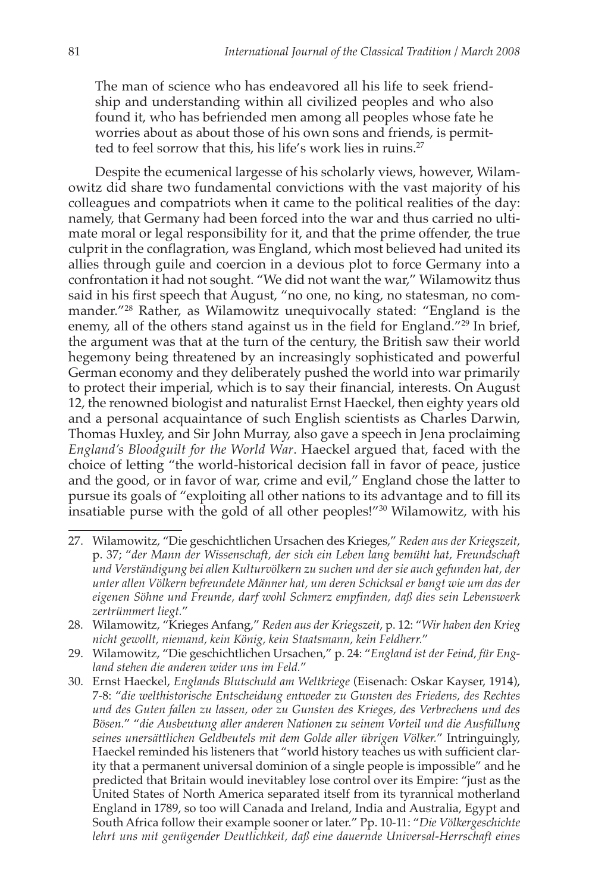> The man of science who has endeavored all his life to seek friendship and understanding within all civilized peoples and who also found it, who has befriended men among all peoples whose fate he worries about as about those of his own sons and friends, is permitted to feel sorrow that this, his life's work lies in ruins.[27]

Despite the ecumenical largesse of his scholarly views, however, Wilamowitz did share two fundamental convictions with the vast majority of his colleagues and compatriots when it came to the political realities of the day: namely, that Germany had been forced into the war and thus carried no ultimate moral or legal responsibility for it, and that the prime offender, the true culprit in the conflagration, was England, which most believed had united its allies through guile and coercion in a devious plot to force Germany into a confrontation it had not sought. "We did not want the war," Wilamowitz thus said in his first speech that August, "no one, no king, no statesman, no commander."[28] Rather, as Wilamowitz unequivocally stated: "England is the enemy, all of the others stand against us in the field for England."[29] In brief, the argument was that at the turn of the century, the British saw their world hegemony being threatened by an increasingly sophisticated and powerful German economy and they deliberately pushed the world into war primarily to protect their imperial, which is to say their financial, interests. On August 12, the renowned biologist and naturalist Ernst Haeckel, then eighty years old and a personal acquaintance of such English scientists as Charles Darwin, Thomas Huxley, and Sir John Murray, also gave a speech in Jena proclaiming *England's Bloodguilt for the World War*. Haeckel argued that, faced with the choice of letting "the world-historical decision fall in favor of peace, justice and the good, or in favor of war, crime and evil," England chose the latter to pursue its goals of "exploiting all other nations to its advantage and to fill its insatiable purse with the gold of all other peoples!"[30] Wilamowitz, with his

---

27. Wilamowitz, "Die geschichtlichen Ursachen des Krieges," *Reden aus der Kriegszeit*, p. 37; "*der Mann der Wissenschaft, der sich ein Leben lang bemüht hat, Freundschaft und Verständigung bei allen Kulturvölkern zu suchen und der sie auch gefunden hat, der unter allen Völkern befreundete Männer hat, um deren Schicksal er bangt wie um das der eigenen Söhne und Freunde, darf wohl Schmerz empfinden, daß dies sein Lebenswerk zertrümmert liegt.*"

28. Wilamowitz, "Krieges Anfang," *Reden aus der Kriegszeit*, p. 12: "*Wir haben den Krieg nicht gewollt, niemand, kein König, kein Staatsmann, kein Feldherr.*"

29. Wilamowitz, "Die geschichtlichen Ursachen," p. 24: "*England ist der Feind, für England stehen die anderen wider uns im Feld.*"

30. Ernst Haeckel, *Englands Blutschuld am Weltkriege* (Eisenach: Oskar Kayser, 1914), 7-8: "*die welthistorische Entscheidung entweder zu Gunsten des Friedens, des Rechtes und des Guten fallen zu lassen, oder zu Gunsten des Krieges, des Verbrechens und des Bösen.*" "*die Ausbeutung aller anderen Nationen zu seinem Vorteil und die Ausfüllung seines unersättlichen Geldbeutels mit dem Golde aller übrigen Völker.*" Intringuingly, Haeckel reminded his listeners that "world history teaches us with sufficient clarity that a permanent universal dominion of a single people is impossible" and he predicted that Britain would inevitabley lose control over its Empire: "just as the United States of North America separated itself from its tyrannical motherland England in 1789, so too will Canada and Ireland, India and Australia, Egypt and South Africa follow their example sooner or later." Pp. 10-11: "*Die Völkergeschichte lehrt uns mit genügender Deutlichkeit, daß eine dauernde Universal-Herrschaft eines*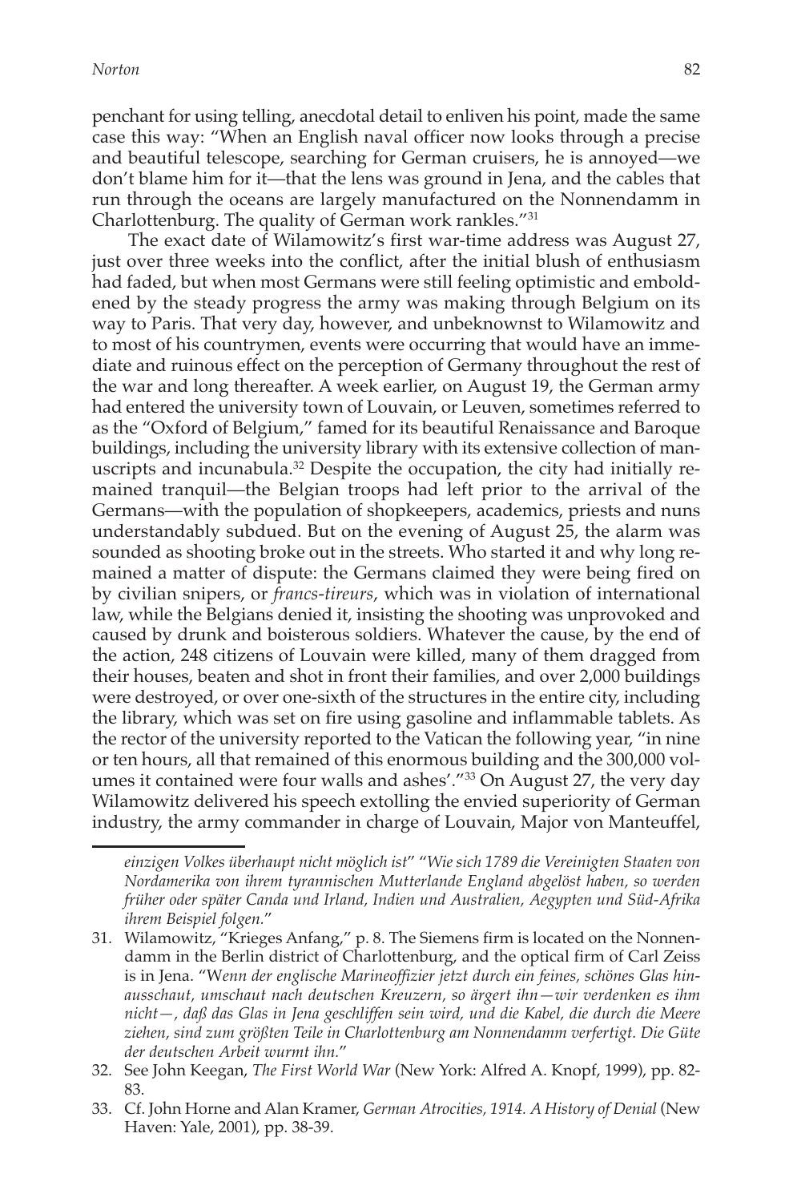penchant for using telling, anecdotal detail to enliven his point, made the same case this way: "When an English naval officer now looks through a precise and beautiful telescope, searching for German cruisers, he is annoyed—we don't blame him for it—that the lens was ground in Jena, and the cables that run through the oceans are largely manufactured on the Nonnendamm in Charlottenburg. The quality of German work rankles."[31]

The exact date of Wilamowitz's first war-time address was August 27, just over three weeks into the conflict, after the initial blush of enthusiasm had faded, but when most Germans were still feeling optimistic and emboldened by the steady progress the army was making through Belgium on its way to Paris. That very day, however, and unbeknownst to Wilamowitz and to most of his countrymen, events were occurring that would have an immediate and ruinous effect on the perception of Germany throughout the rest of the war and long thereafter. A week earlier, on August 19, the German army had entered the university town of Louvain, or Leuven, sometimes referred to as the "Oxford of Belgium," famed for its beautiful Renaissance and Baroque buildings, including the university library with its extensive collection of manuscripts and incunabula.[32] Despite the occupation, the city had initially remained tranquil—the Belgian troops had left prior to the arrival of the Germans—with the population of shopkeepers, academics, priests and nuns understandably subdued. But on the evening of August 25, the alarm was sounded as shooting broke out in the streets. Who started it and why long remained a matter of dispute: the Germans claimed they were being fired on by civilian snipers, or *francs-tireurs*, which was in violation of international law, while the Belgians denied it, insisting the shooting was unprovoked and caused by drunk and boisterous soldiers. Whatever the cause, by the end of the action, 248 citizens of Louvain were killed, many of them dragged from their houses, beaten and shot in front their families, and over 2,000 buildings were destroyed, or over one-sixth of the structures in the entire city, including the library, which was set on fire using gasoline and inflammable tablets. As the rector of the university reported to the Vatican the following year, "in nine or ten hours, all that remained of this enormous building and the 300,000 volumes it contained were four walls and ashes'."[33] On August 27, the very day Wilamowitz delivered his speech extolling the envied superiority of German industry, the army commander in charge of Louvain, Major von Manteuffel,

---

*einzigen Volkes überhaupt nicht möglich ist*" "*Wie sich 1789 die Vereinigten Staaten von Nordamerika von ihrem tyrannischen Mutterlande England abgelöst haben, so werden früher oder später Canda und Irland, Indien und Australien, Aegypten und Süd-Afrika ihrem Beispiel folgen.*"

31. Wilamowitz, "Krieges Anfang," p. 8. The Siemens firm is located on the Nonnendamm in the Berlin district of Charlottenburg, and the optical firm of Carl Zeiss is in Jena. "W*enn der englische Marineoffizier jetzt durch ein feines, schönes Glas hinausschaut, umschaut nach deutschen Kreuzern, so ärgert ihn—wir verdenken es ihm nicht—, daß das Glas in Jena geschliffen sein wird, und die Kabel, die durch die Meere ziehen, sind zum größten Teile in Charlottenburg am Nonnendamm verfertigt. Die Güte der deutschen Arbeit wurmt ihn.*"

32. See John Keegan, *The First World War* (New York: Alfred A. Knopf, 1999), pp. 82-83.

33. Cf. John Horne and Alan Kramer, *German Atrocities, 1914. A History of Denial* (New Haven: Yale, 2001), pp. 38-39.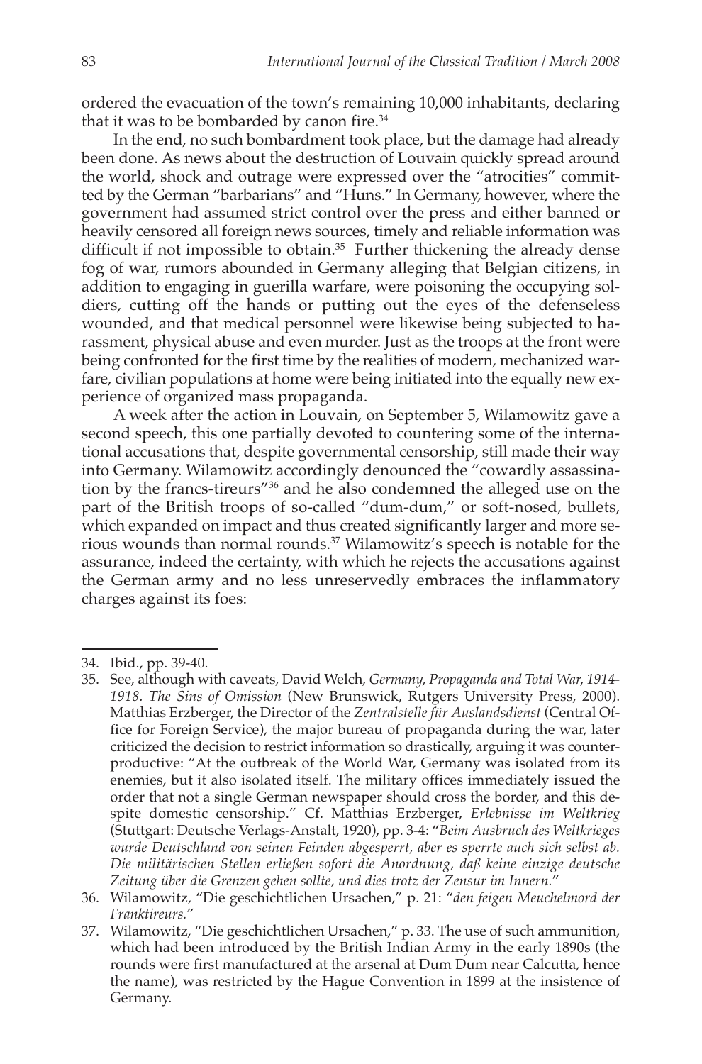ordered the evacuation of the town's remaining 10,000 inhabitants, declaring that it was to be bombarded by canon fire.[34]

In the end, no such bombardment took place, but the damage had already been done. As news about the destruction of Louvain quickly spread around the world, shock and outrage were expressed over the "atrocities" committed by the German "barbarians" and "Huns." In Germany, however, where the government had assumed strict control over the press and either banned or heavily censored all foreign news sources, timely and reliable information was difficult if not impossible to obtain.[35] Further thickening the already dense fog of war, rumors abounded in Germany alleging that Belgian citizens, in addition to engaging in guerilla warfare, were poisoning the occupying soldiers, cutting off the hands or putting out the eyes of the defenseless wounded, and that medical personnel were likewise being subjected to harassment, physical abuse and even murder. Just as the troops at the front were being confronted for the first time by the realities of modern, mechanized warfare, civilian populations at home were being initiated into the equally new experience of organized mass propaganda.

A week after the action in Louvain, on September 5, Wilamowitz gave a second speech, this one partially devoted to countering some of the international accusations that, despite governmental censorship, still made their way into Germany. Wilamowitz accordingly denounced the "cowardly assassination by the francs-tireurs"[36] and he also condemned the alleged use on the part of the British troops of so-called "dum-dum," or soft-nosed, bullets, which expanded on impact and thus created significantly larger and more serious wounds than normal rounds.[37] Wilamowitz's speech is notable for the assurance, indeed the certainty, with which he rejects the accusations against the German army and no less unreservedly embraces the inflammatory charges against its foes:

---

34. Ibid., pp. 39-40.

35. See, although with caveats, David Welch, *Germany, Propaganda and Total War, 1914-1918. The Sins of Omission* (New Brunswick, Rutgers University Press, 2000). Matthias Erzberger, the Director of the *Zentralstelle für Auslandsdienst* (Central Office for Foreign Service), the major bureau of propaganda during the war, later criticized the decision to restrict information so drastically, arguing it was counterproductive: "At the outbreak of the World War, Germany was isolated from its enemies, but it also isolated itself. The military offices immediately issued the order that not a single German newspaper should cross the border, and this despite domestic censorship." Cf. Matthias Erzberger, *Erlebnisse im Weltkrieg* (Stuttgart: Deutsche Verlags-Anstalt, 1920), pp. 3-4: "*Beim Ausbruch des Weltkrieges wurde Deutschland von seinen Feinden abgesperrt, aber es sperrte auch sich selbst ab. Die militärischen Stellen erließen sofort die Anordnung, daß keine einzige deutsche Zeitung über die Grenzen gehen sollte, und dies trotz der Zensur im Innern.*"

36. Wilamowitz, "Die geschichtlichen Ursachen," p. 21: "*den feigen Meuchelmord der Franktireurs.*"

37. Wilamowitz, "Die geschichtlichen Ursachen," p. 33. The use of such ammunition, which had been introduced by the British Indian Army in the early 1890s (the rounds were first manufactured at the arsenal at Dum Dum near Calcutta, hence the name), was restricted by the Hague Convention in 1899 at the insistence of Germany.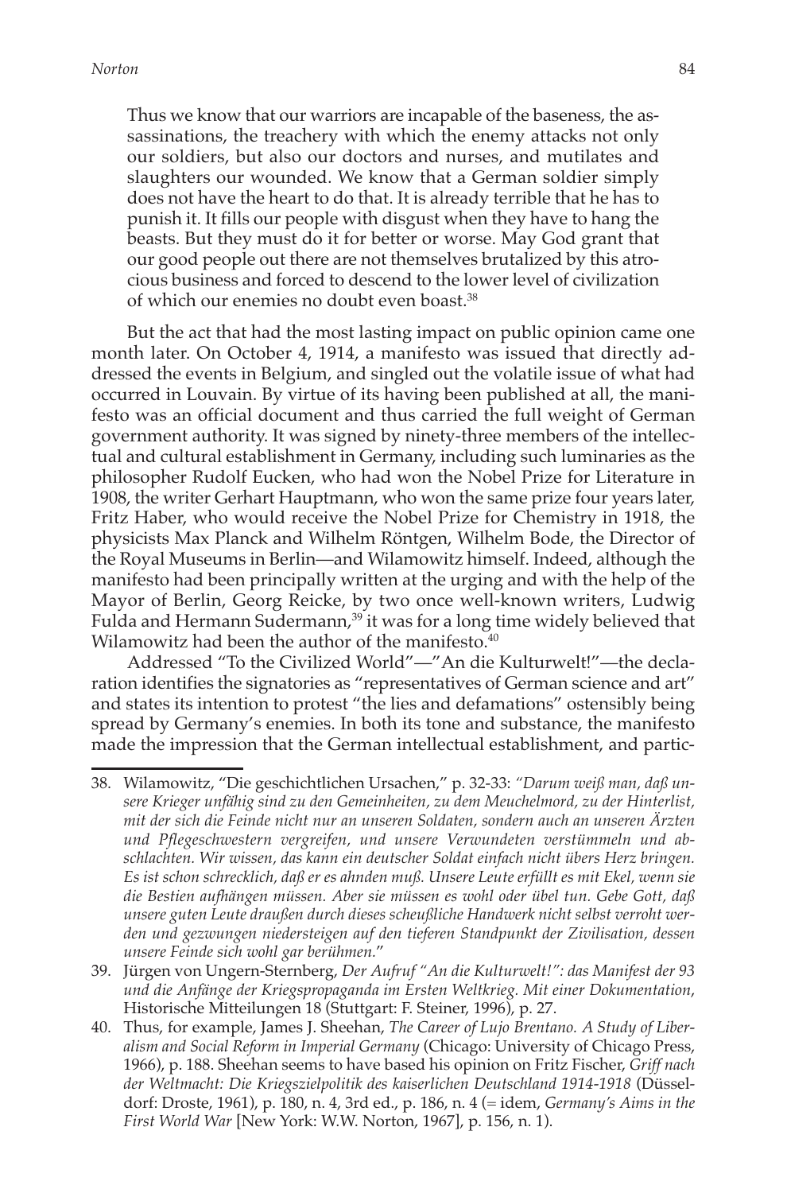> Thus we know that our warriors are incapable of the baseness, the assassinations, the treachery with which the enemy attacks not only our soldiers, but also our doctors and nurses, and mutilates and slaughters our wounded. We know that a German soldier simply does not have the heart to do that. It is already terrible that he has to punish it. It fills our people with disgust when they have to hang the beasts. But they must do it for better or worse. May God grant that our good people out there are not themselves brutalized by this atrocious business and forced to descend to the lower level of civilization of which our enemies no doubt even boast.[38]

But the act that had the most lasting impact on public opinion came one month later. On October 4, 1914, a manifesto was issued that directly addressed the events in Belgium, and singled out the volatile issue of what had occurred in Louvain. By virtue of its having been published at all, the manifesto was an official document and thus carried the full weight of German government authority. It was signed by ninety-three members of the intellectual and cultural establishment in Germany, including such luminaries as the philosopher Rudolf Eucken, who had won the Nobel Prize for Literature in 1908, the writer Gerhart Hauptmann, who won the same prize four years later, Fritz Haber, who would receive the Nobel Prize for Chemistry in 1918, the physicists Max Planck and Wilhelm Röntgen, Wilhelm Bode, the Director of the Royal Museums in Berlin—and Wilamowitz himself. Indeed, although the manifesto had been principally written at the urging and with the help of the Mayor of Berlin, Georg Reicke, by two once well-known writers, Ludwig Fulda and Hermann Sudermann,[39] it was for a long time widely believed that Wilamowitz had been the author of the manifesto.[40]

Addressed "To the Civilized World"—"An die Kulturwelt!"—the declaration identifies the signatories as "representatives of German science and art" and states its intention to protest "the lies and defamations" ostensibly being spread by Germany's enemies. In both its tone and substance, the manifesto made the impression that the German intellectual establishment, and partic-

---

38. Wilamowitz, "Die geschichtlichen Ursachen," p. 32-33: *"Darum weiß man, daß unsere Krieger unfähig sind zu den Gemeinheiten, zu dem Meuchelmord, zu der Hinterlist, mit der sich die Feinde nicht nur an unseren Soldaten, sondern auch an unseren Ärzten und Pflegeschwestern vergreifen, und unsere Verwundeten verstümmeln und abschlachten. Wir wissen, das kann ein deutscher Soldat einfach nicht übers Herz bringen. Es ist schon schrecklich, daß er es ahnden muß. Unsere Leute erfüllt es mit Ekel, wenn sie die Bestien aufhängen müssen. Aber sie müssen es wohl oder übel tun. Gebe Gott, daß unsere guten Leute draußen durch dieses scheußliche Handwerk nicht selbst verroht werden und gezwungen niedersteigen auf den tieferen Standpunkt der Zivilisation, dessen unsere Feinde sich wohl gar berühmen."*

39. Jürgen von Ungern-Sternberg, *Der Aufruf "An die Kulturwelt!": das Manifest der 93 und die Anfänge der Kriegspropaganda im Ersten Weltkrieg. Mit einer Dokumentation*, Historische Mitteilungen 18 (Stuttgart: F. Steiner, 1996), p. 27.

40. Thus, for example, James J. Sheehan, *The Career of Lujo Brentano. A Study of Liberalism and Social Reform in Imperial Germany* (Chicago: University of Chicago Press, 1966), p. 188. Sheehan seems to have based his opinion on Fritz Fischer, *Griff nach der Weltmacht: Die Kriegszielpolitik des kaiserlichen Deutschland 1914-1918* (Düsseldorf: Droste, 1961), p. 180, n. 4, 3rd ed., p. 186, n. 4 (= idem, *Germany's Aims in the First World War* [New York: W.W. Norton, 1967], p. 156, n. 1).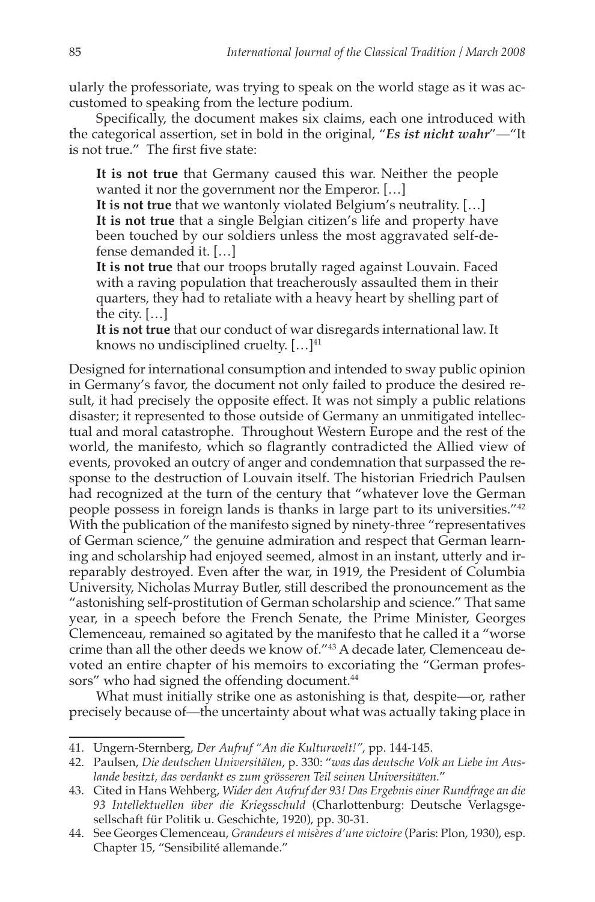ularly the professoriate, was trying to speak on the world stage as it was accustomed to speaking from the lecture podium.

Specifically, the document makes six claims, each one introduced with the categorical assertion, set in bold in the original, "***Es ist nicht wahr***"—"It is not true." The first five state:

> **It is not true** that Germany caused this war. Neither the people wanted it nor the government nor the Emperor. […]
> **It is not true** that we wantonly violated Belgium's neutrality. […]
> **It is not true** that a single Belgian citizen's life and property have been touched by our soldiers unless the most aggravated self-defense demanded it. […]
> **It is not true** that our troops brutally raged against Louvain. Faced with a raving population that treacherously assaulted them in their quarters, they had to retaliate with a heavy heart by shelling part of the city. […]
> **It is not true** that our conduct of war disregards international law. It knows no undisciplined cruelty. […][41]

Designed for international consumption and intended to sway public opinion in Germany's favor, the document not only failed to produce the desired result, it had precisely the opposite effect. It was not simply a public relations disaster; it represented to those outside of Germany an unmitigated intellectual and moral catastrophe. Throughout Western Europe and the rest of the world, the manifesto, which so flagrantly contradicted the Allied view of events, provoked an outcry of anger and condemnation that surpassed the response to the destruction of Louvain itself. The historian Friedrich Paulsen had recognized at the turn of the century that "whatever love the German people possess in foreign lands is thanks in large part to its universities."[42] With the publication of the manifesto signed by ninety-three "representatives of German science," the genuine admiration and respect that German learning and scholarship had enjoyed seemed, almost in an instant, utterly and irreparably destroyed. Even after the war, in 1919, the President of Columbia University, Nicholas Murray Butler, still described the pronouncement as the "astonishing self-prostitution of German scholarship and science." That same year, in a speech before the French Senate, the Prime Minister, Georges Clemenceau, remained so agitated by the manifesto that he called it a "worse crime than all the other deeds we know of."[43] A decade later, Clemenceau devoted an entire chapter of his memoirs to excoriating the "German professors" who had signed the offending document.[44]

What must initially strike one as astonishing is that, despite—or, rather precisely because of—the uncertainty about what was actually taking place in

---

41. Ungern-Sternberg, *Der Aufruf "An die Kulturwelt!"*, pp. 144-145.

42. Paulsen, *Die deutschen Universitäten*, p. 330: "*was das deutsche Volk an Liebe im Auslande besitzt, das verdankt es zum grösseren Teil seinen Universitäten.*"

43. Cited in Hans Wehberg, *Wider den Aufruf der 93! Das Ergebnis einer Rundfrage an die 93 Intellektuellen über die Kriegsschuld* (Charlottenburg: Deutsche Verlagsgesellschaft für Politik u. Geschichte, 1920), pp. 30-31.

44. See Georges Clemenceau, *Grandeurs et misères d'une victoire* (Paris: Plon, 1930), esp. Chapter 15, "Sensibilité allemande."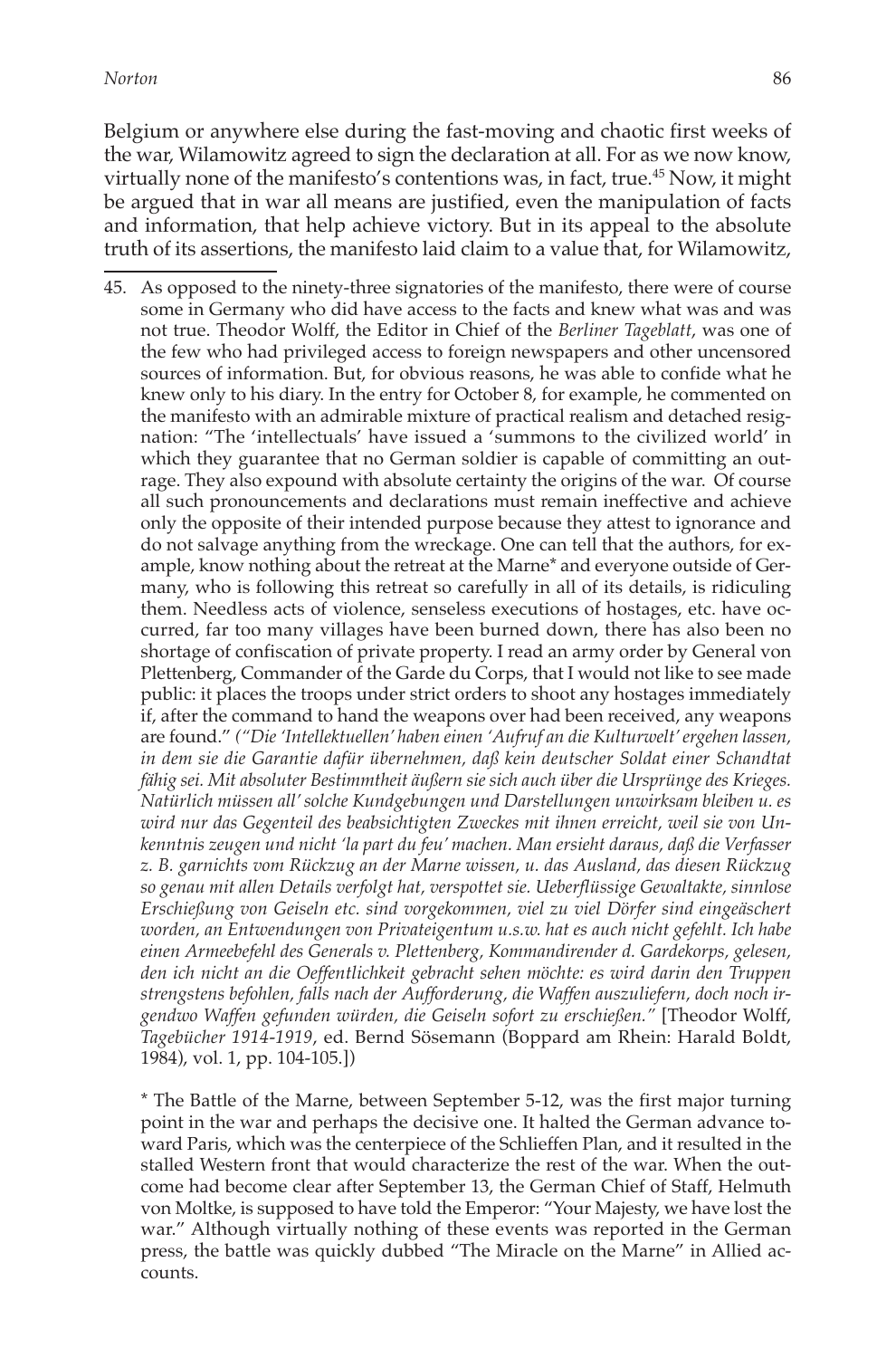Belgium or anywhere else during the fast-moving and chaotic first weeks of the war, Wilamowitz agreed to sign the declaration at all. For as we now know, virtually none of the manifesto's contentions was, in fact, true.[45] Now, it might be argued that in war all means are justified, even the manipulation of facts and information, that help achieve victory. But in its appeal to the absolute truth of its assertions, the manifesto laid claim to a value that, for Wilamowitz,

---

45. As opposed to the ninety-three signatories of the manifesto, there were of course some in Germany who did have access to the facts and knew what was and was not true. Theodor Wolff, the Editor in Chief of the *Berliner Tageblatt*, was one of the few who had privileged access to foreign newspapers and other uncensored sources of information. But, for obvious reasons, he was able to confide what he knew only to his diary. In the entry for October 8, for example, he commented on the manifesto with an admirable mixture of practical realism and detached resignation: "The 'intellectuals' have issued a 'summons to the civilized world' in which they guarantee that no German soldier is capable of committing an outrage. They also expound with absolute certainty the origins of the war. Of course all such pronouncements and declarations must remain ineffective and achieve only the opposite of their intended purpose because they attest to ignorance and do not salvage anything from the wreckage. One can tell that the authors, for example, know nothing about the retreat at the Marne* and everyone outside of Germany, who is following this retreat so carefully in all of its details, is ridiculing them. Needless acts of violence, senseless executions of hostages, etc. have occurred, far too many villages have been burned down, there has also been no shortage of confiscation of private property. I read an army order by General von Plettenberg, Commander of the Garde du Corps, that I would not like to see made public: it places the troops under strict orders to shoot any hostages immediately if, after the command to hand the weapons over had been received, any weapons are found." *("Die 'Intellektuellen' haben einen 'Aufruf an die Kulturwelt' ergehen lassen, in dem sie die Garantie dafür übernehmen, daß kein deutscher Soldat einer Schandtat fähig sei. Mit absoluter Bestimmtheit äußern sie sich auch über die Ursprünge des Krieges. Natürlich müssen all' solche Kundgebungen und Darstellungen unwirksam bleiben u. es wird nur das Gegenteil des beabsichtigten Zweckes mit ihnen erreicht, weil sie von Unkenntnis zeugen und nicht 'la part du feu' machen. Man ersieht daraus, daß die Verfasser z. B. garnichts vom Rückzug an der Marne wissen, u. das Ausland, das diesen Rückzug so genau mit allen Details verfolgt hat, verspottet sie. Ueberflüssige Gewaltakte, sinnlose Erschießung von Geiseln etc. sind vorgekommen, viel zu viel Dörfer sind eingeäschert worden, an Entwendungen von Privateigentum u.s.w. hat es auch nicht gefehlt. Ich habe einen Armeebefehl des Generals v. Plettenberg, Kommandirender d. Gardekorps, gelesen, den ich nicht an die Oeffentlichkeit gebracht sehen möchte: es wird darin den Truppen strengstens befohlen, falls nach der Aufforderung, die Waffen auszuliefern, doch noch irgendwo Waffen gefunden würden, die Geiseln sofort zu erschießen."* [Theodor Wolff, *Tagebücher 1914-1919*, ed. Bernd Sösemann (Boppard am Rhein: Harald Boldt, 1984), vol. 1, pp. 104-105.])

\* The Battle of the Marne, between September 5-12, was the first major turning point in the war and perhaps the decisive one. It halted the German advance toward Paris, which was the centerpiece of the Schlieffen Plan, and it resulted in the stalled Western front that would characterize the rest of the war. When the outcome had become clear after September 13, the German Chief of Staff, Helmuth von Moltke, is supposed to have told the Emperor: "Your Majesty, we have lost the war." Although virtually nothing of these events was reported in the German press, the battle was quickly dubbed "The Miracle on the Marne" in Allied accounts.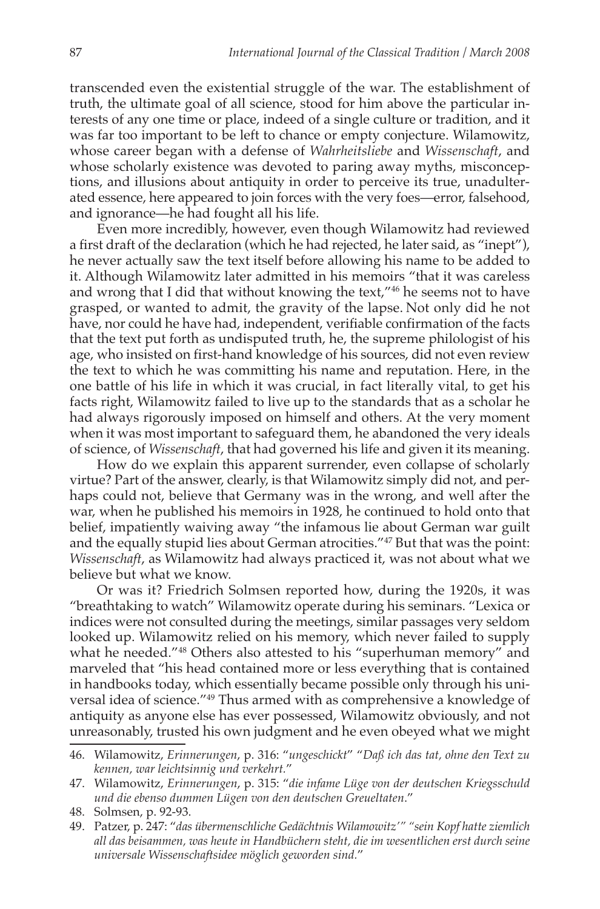transcended even the existential struggle of the war. The establishment of truth, the ultimate goal of all science, stood for him above the particular interests of any one time or place, indeed of a single culture or tradition, and it was far too important to be left to chance or empty conjecture. Wilamowitz, whose career began with a defense of *Wahrheitsliebe* and *Wissenschaft*, and whose scholarly existence was devoted to paring away myths, misconceptions, and illusions about antiquity in order to perceive its true, unadulterated essence, here appeared to join forces with the very foes—error, falsehood, and ignorance—he had fought all his life.

Even more incredibly, however, even though Wilamowitz had reviewed a first draft of the declaration (which he had rejected, he later said, as "inept"), he never actually saw the text itself before allowing his name to be added to it. Although Wilamowitz later admitted in his memoirs "that it was careless and wrong that I did that without knowing the text,"[46] he seems not to have grasped, or wanted to admit, the gravity of the lapse. Not only did he not have, nor could he have had, independent, verifiable confirmation of the facts that the text put forth as undisputed truth, he, the supreme philologist of his age, who insisted on first-hand knowledge of his sources, did not even review the text to which he was committing his name and reputation. Here, in the one battle of his life in which it was crucial, in fact literally vital, to get his facts right, Wilamowitz failed to live up to the standards that as a scholar he had always rigorously imposed on himself and others. At the very moment when it was most important to safeguard them, he abandoned the very ideals of science, of *Wissenschaft*, that had governed his life and given it its meaning.

How do we explain this apparent surrender, even collapse of scholarly virtue? Part of the answer, clearly, is that Wilamowitz simply did not, and perhaps could not, believe that Germany was in the wrong, and well after the war, when he published his memoirs in 1928, he continued to hold onto that belief, impatiently waiving away "the infamous lie about German war guilt and the equally stupid lies about German atrocities."[47] But that was the point: *Wissenschaft*, as Wilamowitz had always practiced it, was not about what we believe but what we know.

Or was it? Friedrich Solmsen reported how, during the 1920s, it was "breathtaking to watch" Wilamowitz operate during his seminars. "Lexica or indices were not consulted during the meetings, similar passages very seldom looked up. Wilamowitz relied on his memory, which never failed to supply what he needed."[48] Others also attested to his "superhuman memory" and marveled that "his head contained more or less everything that is contained in handbooks today, which essentially became possible only through his universal idea of science."[49] Thus armed with as comprehensive a knowledge of antiquity as anyone else has ever possessed, Wilamowitz obviously, and not unreasonably, trusted his own judgment and he even obeyed what we might

46. Wilamowitz, *Erinnerungen*, p. 316: "*ungeschickt*" "*Daß ich das tat, ohne den Text zu kennen, war leichtsinnig und verkehrt.*"

47. Wilamowitz, *Erinnerungen*, p. 315: "*die infame Lüge von der deutschen Kriegsschuld und die ebenso dummen Lügen von den deutschen Greueltaten*."

48. Solmsen, p. 92-93.

49. Patzer, p. 247: "*das übermenschliche Gedächtnis Wilamowitz'*" "*sein Kopf hatte ziemlich all das beisammen, was heute in Handbüchern steht, die im wesentlichen erst durch seine universale Wissenschaftsidee möglich geworden sind.*"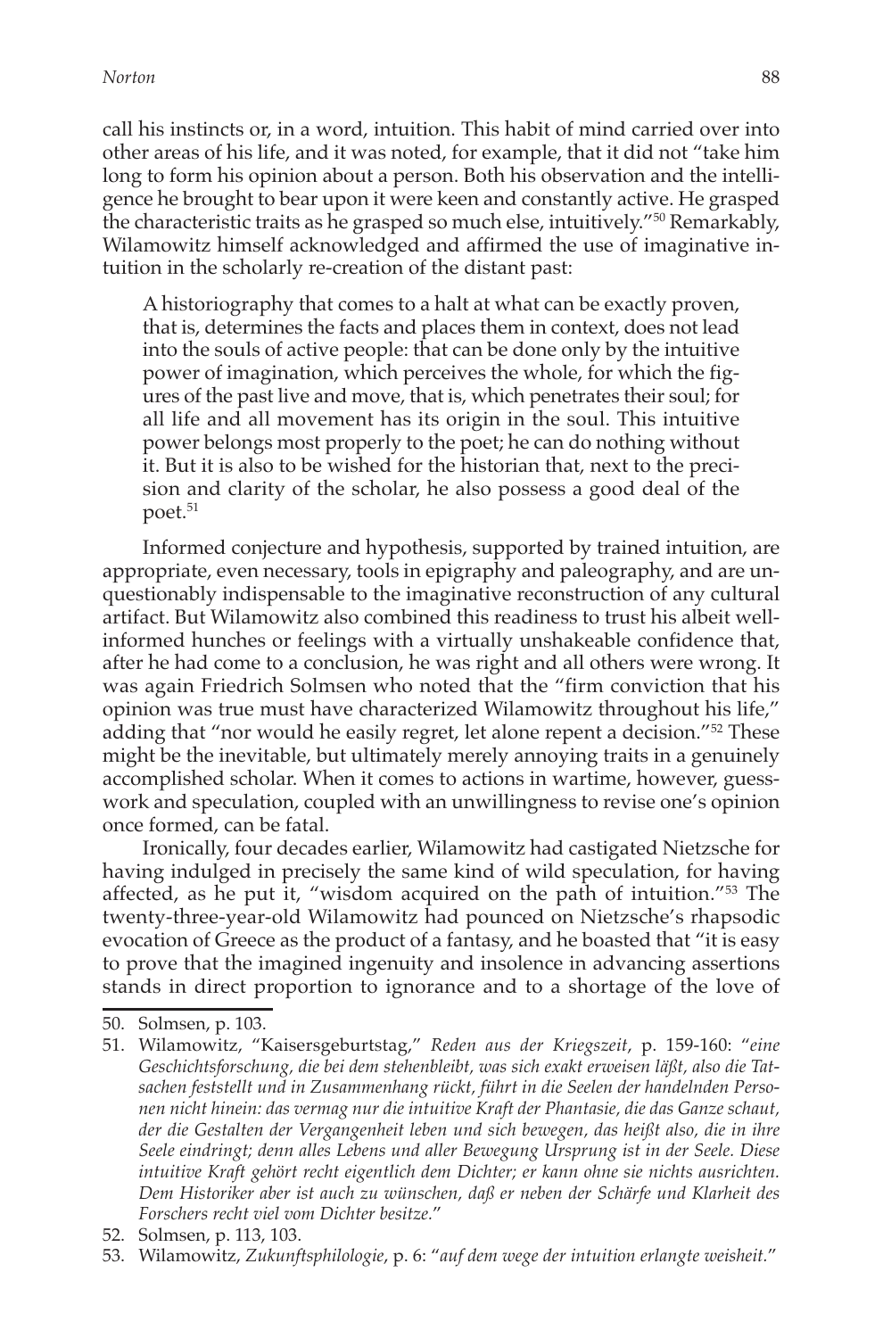call his instincts or, in a word, intuition. This habit of mind carried over into other areas of his life, and it was noted, for example, that it did not "take him long to form his opinion about a person. Both his observation and the intelligence he brought to bear upon it were keen and constantly active. He grasped the characteristic traits as he grasped so much else, intuitively."[50] Remarkably, Wilamowitz himself acknowledged and affirmed the use of imaginative intuition in the scholarly re-creation of the distant past:

> A historiography that comes to a halt at what can be exactly proven, that is, determines the facts and places them in context, does not lead into the souls of active people: that can be done only by the intuitive power of imagination, which perceives the whole, for which the figures of the past live and move, that is, which penetrates their soul; for all life and all movement has its origin in the soul. This intuitive power belongs most properly to the poet; he can do nothing without it. But it is also to be wished for the historian that, next to the precision and clarity of the scholar, he also possess a good deal of the poet.[51]

Informed conjecture and hypothesis, supported by trained intuition, are appropriate, even necessary, tools in epigraphy and paleography, and are unquestionably indispensable to the imaginative reconstruction of any cultural artifact. But Wilamowitz also combined this readiness to trust his albeit well-informed hunches or feelings with a virtually unshakeable confidence that, after he had come to a conclusion, he was right and all others were wrong. It was again Friedrich Solmsen who noted that the "firm conviction that his opinion was true must have characterized Wilamowitz throughout his life," adding that "nor would he easily regret, let alone repent a decision."[52] These might be the inevitable, but ultimately merely annoying traits in a genuinely accomplished scholar. When it comes to actions in wartime, however, guesswork and speculation, coupled with an unwillingness to revise one's opinion once formed, can be fatal.

Ironically, four decades earlier, Wilamowitz had castigated Nietzsche for having indulged in precisely the same kind of wild speculation, for having affected, as he put it, "wisdom acquired on the path of intuition."[53] The twenty-three-year-old Wilamowitz had pounced on Nietzsche's rhapsodic evocation of Greece as the product of a fantasy, and he boasted that "it is easy to prove that the imagined ingenuity and insolence in advancing assertions stands in direct proportion to ignorance and to a shortage of the love of

---

50. Solmsen, p. 103.

51. Wilamowitz, "Kaisersgeburtstag," *Reden aus der Kriegszeit*, p. 159-160: "*eine Geschichtsforschung, die bei dem stehenbleibt, was sich exakt erweisen läßt, also die Tatsachen feststellt und in Zusammenhang rückt, führt in die Seelen der handelnden Personen nicht hinein: das vermag nur die intuitive Kraft der Phantasie, die das Ganze schaut, der die Gestalten der Vergangenheit leben und sich bewegen, das heißt also, die in ihre Seele eindringt; denn alles Lebens und aller Bewegung Ursprung ist in der Seele. Diese intuitive Kraft gehört recht eigentlich dem Dichter; er kann ohne sie nichts ausrichten. Dem Historiker aber ist auch zu wünschen, daß er neben der Schärfe und Klarheit des Forschers recht viel vom Dichter besitze.*"

52. Solmsen, p. 113, 103.

53. Wilamowitz, *Zukunftsphilologie*, p. 6: "*auf dem wege der intuition erlangte weisheit.*"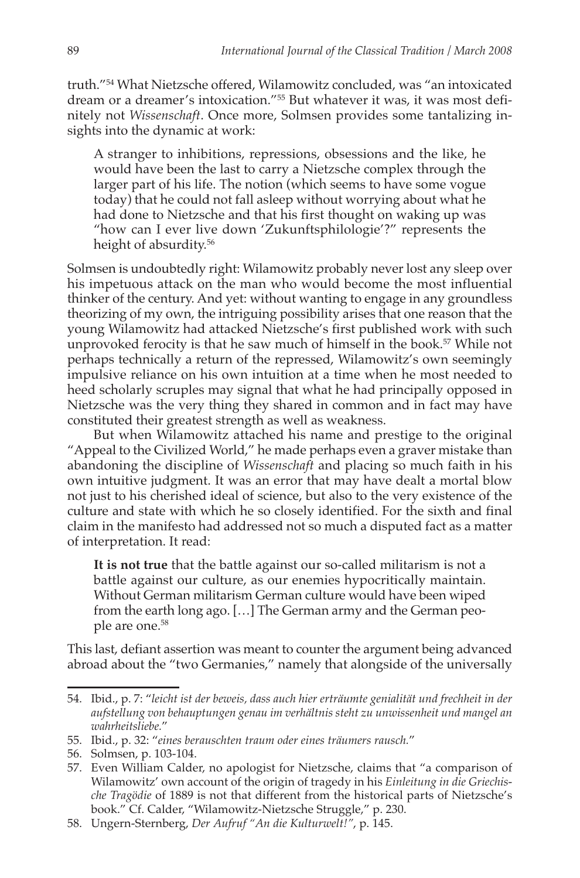truth."[54] What Nietzsche offered, Wilamowitz concluded, was "an intoxicated dream or a dreamer's intoxication."[55] But whatever it was, it was most definitely not *Wissenschaft*. Once more, Solmsen provides some tantalizing insights into the dynamic at work:

> A stranger to inhibitions, repressions, obsessions and the like, he would have been the last to carry a Nietzsche complex through the larger part of his life. The notion (which seems to have some vogue today) that he could not fall asleep without worrying about what he had done to Nietzsche and that his first thought on waking up was "how can I ever live down 'Zukunftsphilologie'?" represents the height of absurdity.[56]

Solmsen is undoubtedly right: Wilamowitz probably never lost any sleep over his impetuous attack on the man who would become the most influential thinker of the century. And yet: without wanting to engage in any groundless theorizing of my own, the intriguing possibility arises that one reason that the young Wilamowitz had attacked Nietzsche's first published work with such unprovoked ferocity is that he saw much of himself in the book.[57] While not perhaps technically a return of the repressed, Wilamowitz's own seemingly impulsive reliance on his own intuition at a time when he most needed to heed scholarly scruples may signal that what he had principally opposed in Nietzsche was the very thing they shared in common and in fact may have constituted their greatest strength as well as weakness.

But when Wilamowitz attached his name and prestige to the original "Appeal to the Civilized World," he made perhaps even a graver mistake than abandoning the discipline of *Wissenschaft* and placing so much faith in his own intuitive judgment. It was an error that may have dealt a mortal blow not just to his cherished ideal of science, but also to the very existence of the culture and state with which he so closely identified. For the sixth and final claim in the manifesto had addressed not so much a disputed fact as a matter of interpretation. It read:

> **It is not true** that the battle against our so-called militarism is not a battle against our culture, as our enemies hypocritically maintain. Without German militarism German culture would have been wiped from the earth long ago. […] The German army and the German people are one.[58]

This last, defiant assertion was meant to counter the argument being advanced abroad about the "two Germanies," namely that alongside of the universally

---

54. Ibid., p. 7: "*leicht ist der beweis, dass auch hier erträumte genialität und frechheit in der aufstellung von behauptungen genau im verhältnis steht zu unwissenheit und mangel an wahrheitsliebe.*"

55. Ibid., p. 32: "*eines berauschten traum oder eines träumers rausch.*"

56. Solmsen, p. 103-104.

57. Even William Calder, no apologist for Nietzsche, claims that "a comparison of Wilamowitz' own account of the origin of tragedy in his *Einleitung in die Griechische Tragödie* of 1889 is not that different from the historical parts of Nietzsche's book." Cf. Calder, "Wilamowitz-Nietzsche Struggle," p. 230.

58. Ungern-Sternberg, *Der Aufruf "An die Kulturwelt!"*, p. 145.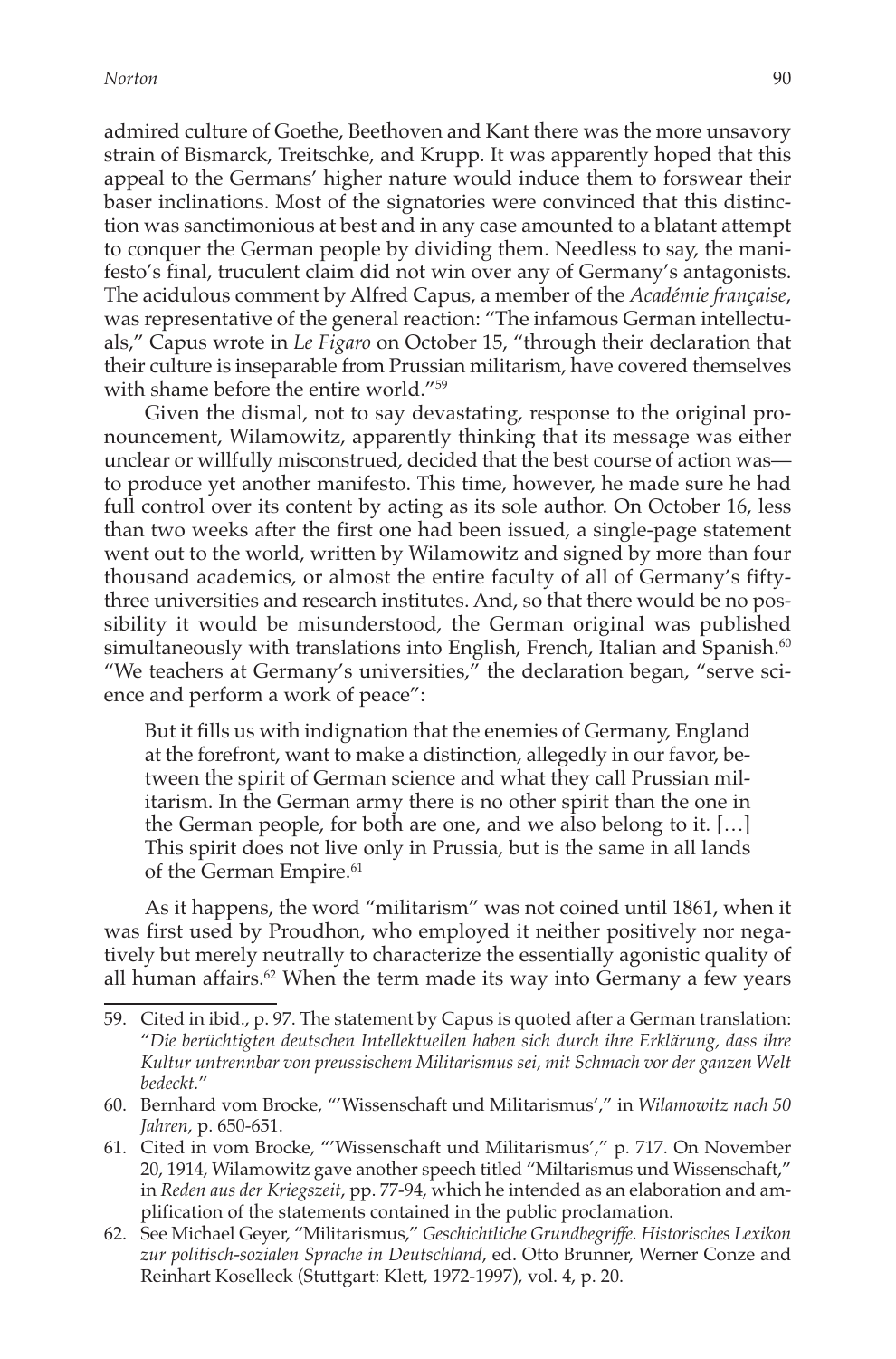admired culture of Goethe, Beethoven and Kant there was the more unsavory strain of Bismarck, Treitschke, and Krupp. It was apparently hoped that this appeal to the Germans' higher nature would induce them to forswear their baser inclinations. Most of the signatories were convinced that this distinction was sanctimonious at best and in any case amounted to a blatant attempt to conquer the German people by dividing them. Needless to say, the manifesto's final, truculent claim did not win over any of Germany's antagonists. The acidulous comment by Alfred Capus, a member of the *Académie française*, was representative of the general reaction: "The infamous German intellectuals," Capus wrote in *Le Figaro* on October 15, "through their declaration that their culture is inseparable from Prussian militarism, have covered themselves with shame before the entire world."[59]

Given the dismal, not to say devastating, response to the original pronouncement, Wilamowitz, apparently thinking that its message was either unclear or willfully misconstrued, decided that the best course of action was—to produce yet another manifesto. This time, however, he made sure he had full control over its content by acting as its sole author. On October 16, less than two weeks after the first one had been issued, a single-page statement went out to the world, written by Wilamowitz and signed by more than four thousand academics, or almost the entire faculty of all of Germany's fifty-three universities and research institutes. And, so that there would be no possibility it would be misunderstood, the German original was published simultaneously with translations into English, French, Italian and Spanish.[60] "We teachers at Germany's universities," the declaration began, "serve science and perform a work of peace":

> But it fills us with indignation that the enemies of Germany, England at the forefront, want to make a distinction, allegedly in our favor, between the spirit of German science and what they call Prussian militarism. In the German army there is no other spirit than the one in the German people, for both are one, and we also belong to it. […] This spirit does not live only in Prussia, but is the same in all lands of the German Empire.[61]

As it happens, the word "militarism" was not coined until 1861, when it was first used by Proudhon, who employed it neither positively nor negatively but merely neutrally to characterize the essentially agonistic quality of all human affairs.[62] When the term made its way into Germany a few years

---

59. Cited in ibid., p. 97. The statement by Capus is quoted after a German translation: "*Die berüchtigten deutschen Intellektuellen haben sich durch ihre Erklärung, dass ihre Kultur untrennbar von preussischem Militarismus sei, mit Schmach vor der ganzen Welt bedeckt.*"

60. Bernhard vom Brocke, "'Wissenschaft und Militarismus'," in *Wilamowitz nach 50 Jahren*, p. 650-651.

61. Cited in vom Brocke, "'Wissenschaft und Militarismus'," p. 717. On November 20, 1914, Wilamowitz gave another speech titled "Miltarismus und Wissenschaft," in *Reden aus der Kriegszeit*, pp. 77-94, which he intended as an elaboration and amplification of the statements contained in the public proclamation.

62. See Michael Geyer, "Militarismus," *Geschichtliche Grundbegriffe. Historisches Lexikon zur politisch-sozialen Sprache in Deutschland*, ed. Otto Brunner, Werner Conze and Reinhart Koselleck (Stuttgart: Klett, 1972-1997), vol. 4, p. 20.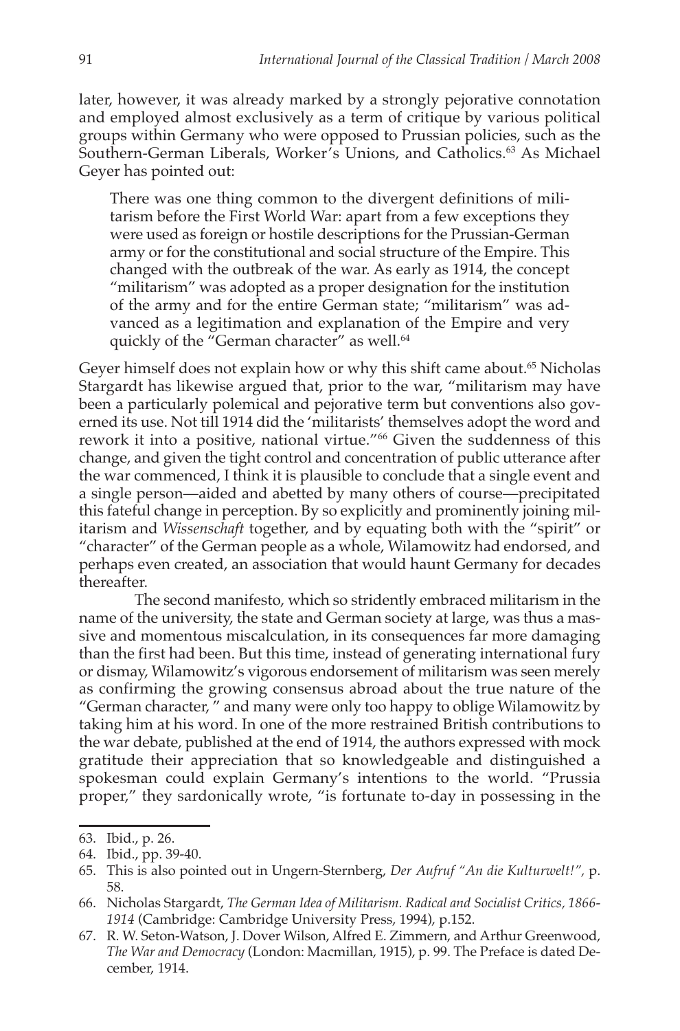later, however, it was already marked by a strongly pejorative connotation and employed almost exclusively as a term of critique by various political groups within Germany who were opposed to Prussian policies, such as the Southern-German Liberals, Worker's Unions, and Catholics.[63] As Michael Geyer has pointed out:

> There was one thing common to the divergent definitions of militarism before the First World War: apart from a few exceptions they were used as foreign or hostile descriptions for the Prussian-German army or for the constitutional and social structure of the Empire. This changed with the outbreak of the war. As early as 1914, the concept "militarism" was adopted as a proper designation for the institution of the army and for the entire German state; "militarism" was advanced as a legitimation and explanation of the Empire and very quickly of the "German character" as well.[64]

Geyer himself does not explain how or why this shift came about.[65] Nicholas Stargardt has likewise argued that, prior to the war, "militarism may have been a particularly polemical and pejorative term but conventions also governed its use. Not till 1914 did the 'militarists' themselves adopt the word and rework it into a positive, national virtue."[66] Given the suddenness of this change, and given the tight control and concentration of public utterance after the war commenced, I think it is plausible to conclude that a single event and a single person—aided and abetted by many others of course—precipitated this fateful change in perception. By so explicitly and prominently joining militarism and *Wissenschaft* together, and by equating both with the "spirit" or "character" of the German people as a whole, Wilamowitz had endorsed, and perhaps even created, an association that would haunt Germany for decades thereafter.

The second manifesto, which so stridently embraced militarism in the name of the university, the state and German society at large, was thus a massive and momentous miscalculation, in its consequences far more damaging than the first had been. But this time, instead of generating international fury or dismay, Wilamowitz's vigorous endorsement of militarism was seen merely as confirming the growing consensus abroad about the true nature of the "German character, " and many were only too happy to oblige Wilamowitz by taking him at his word. In one of the more restrained British contributions to the war debate, published at the end of 1914, the authors expressed with mock gratitude their appreciation that so knowledgeable and distinguished a spokesman could explain Germany's intentions to the world. "Prussia proper," they sardonically wrote, "is fortunate to-day in possessing in the

---

63. Ibid., p. 26.
64. Ibid., pp. 39-40.
65. This is also pointed out in Ungern-Sternberg, *Der Aufruf "An die Kulturwelt!"*, p. 58.
66. Nicholas Stargardt, *The German Idea of Militarism. Radical and Socialist Critics, 1866-1914* (Cambridge: Cambridge University Press, 1994), p.152.
67. R. W. Seton-Watson, J. Dover Wilson, Alfred E. Zimmern, and Arthur Greenwood, *The War and Democracy* (London: Macmillan, 1915), p. 99. The Preface is dated December, 1914.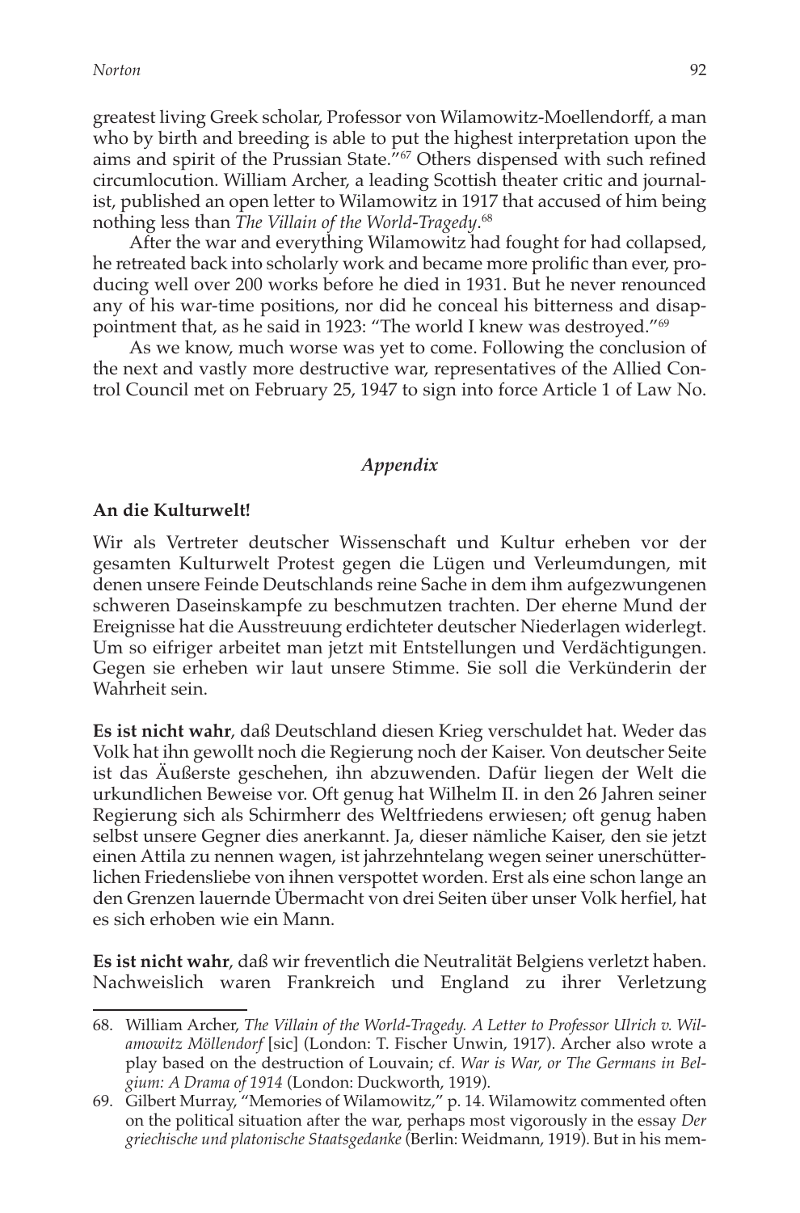greatest living Greek scholar, Professor von Wilamowitz-Moellendorff, a man who by birth and breeding is able to put the highest interpretation upon the aims and spirit of the Prussian State."[67] Others dispensed with such refined circumlocution. William Archer, a leading Scottish theater critic and journalist, published an open letter to Wilamowitz in 1917 that accused of him being nothing less than *The Villain of the World-Tragedy*.[68]

After the war and everything Wilamowitz had fought for had collapsed, he retreated back into scholarly work and became more prolific than ever, producing well over 200 works before he died in 1931. But he never renounced any of his war-time positions, nor did he conceal his bitterness and disappointment that, as he said in 1923: "The world I knew was destroyed."[69]

As we know, much worse was yet to come. Following the conclusion of the next and vastly more destructive war, representatives of the Allied Control Council met on February 25, 1947 to sign into force Article 1 of Law No.

## *Appendix*

### An die Kulturwelt!

Wir als Vertreter deutscher Wissenschaft und Kultur erheben vor der gesamten Kulturwelt Protest gegen die Lügen und Verleumdungen, mit denen unsere Feinde Deutschlands reine Sache in dem ihm aufgezwungenen schweren Daseinskampfe zu beschmutzen trachten. Der eherne Mund der Ereignisse hat die Ausstreuung erdichteter deutscher Niederlagen widerlegt. Um so eifriger arbeitet man jetzt mit Entstellungen und Verdächtigungen. Gegen sie erheben wir laut unsere Stimme. Sie soll die Verkünderin der Wahrheit sein.

**Es ist nicht wahr**, daß Deutschland diesen Krieg verschuldet hat. Weder das Volk hat ihn gewollt noch die Regierung noch der Kaiser. Von deutscher Seite ist das Äußerste geschehen, ihn abzuwenden. Dafür liegen der Welt die urkundlichen Beweise vor. Oft genug hat Wilhelm II. in den 26 Jahren seiner Regierung sich als Schirmherr des Weltfriedens erwiesen; oft genug haben selbst unsere Gegner dies anerkannt. Ja, dieser nämliche Kaiser, den sie jetzt einen Attila zu nennen wagen, ist jahrzehntelang wegen seiner unerschütterlichen Friedensliebe von ihnen verspottet worden. Erst als eine schon lange an den Grenzen lauernde Übermacht von drei Seiten über unser Volk herfiel, hat es sich erhoben wie ein Mann.

**Es ist nicht wahr**, daß wir freventlich die Neutralität Belgiens verletzt haben. Nachweislich waren Frankreich und England zu ihrer Verletzung

---

68. William Archer, *The Villain of the World-Tragedy. A Letter to Professor Ulrich v. Wilamowitz Möllendorf* [sic] (London: T. Fischer Unwin, 1917). Archer also wrote a play based on the destruction of Louvain; cf. *War is War, or The Germans in Belgium: A Drama of 1914* (London: Duckworth, 1919).

69. Gilbert Murray, "Memories of Wilamowitz," p. 14. Wilamowitz commented often on the political situation after the war, perhaps most vigorously in the essay *Der griechische und platonische Staatsgedanke* (Berlin: Weidmann, 1919). But in his mem-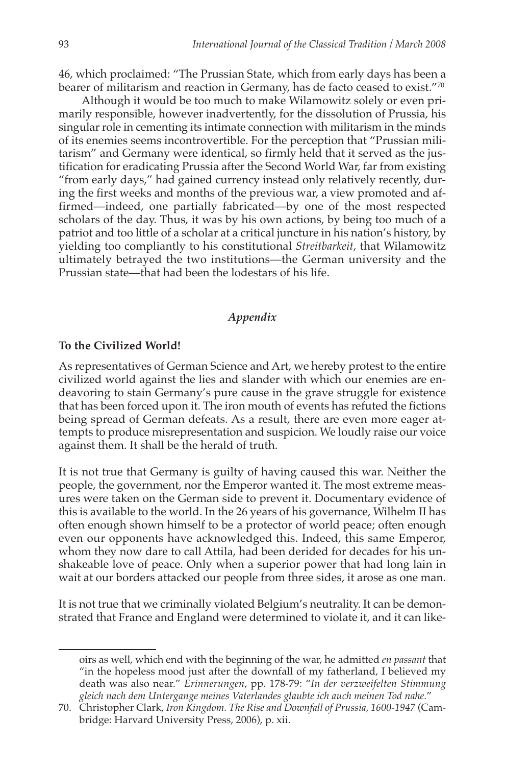46, which proclaimed: "The Prussian State, which from early days has been a bearer of militarism and reaction in Germany, has de facto ceased to exist."[70]

Although it would be too much to make Wilamowitz solely or even primarily responsible, however inadvertently, for the dissolution of Prussia, his singular role in cementing its intimate connection with militarism in the minds of its enemies seems incontrovertible. For the perception that "Prussian militarism" and Germany were identical, so firmly held that it served as the justification for eradicating Prussia after the Second World War, far from existing "from early days," had gained currency instead only relatively recently, during the first weeks and months of the previous war, a view promoted and affirmed—indeed, one partially fabricated—by one of the most respected scholars of the day. Thus, it was by his own actions, by being too much of a patriot and too little of a scholar at a critical juncture in his nation's history, by yielding too compliantly to his constitutional *Streitbarkeit*, that Wilamowitz ultimately betrayed the two institutions—the German university and the Prussian state—that had been the lodestars of his life.

## *Appendix*

**To the Civilized World!**

As representatives of German Science and Art, we hereby protest to the entire civilized world against the lies and slander with which our enemies are endeavoring to stain Germany's pure cause in the grave struggle for existence that has been forced upon it. The iron mouth of events has refuted the fictions being spread of German defeats. As a result, there are even more eager attempts to produce misrepresentation and suspicion. We loudly raise our voice against them. It shall be the herald of truth.

It is not true that Germany is guilty of having caused this war. Neither the people, the government, nor the Emperor wanted it. The most extreme measures were taken on the German side to prevent it. Documentary evidence of this is available to the world. In the 26 years of his governance, Wilhelm II has often enough shown himself to be a protector of world peace; often enough even our opponents have acknowledged this. Indeed, this same Emperor, whom they now dare to call Attila, had been derided for decades for his unshakeable love of peace. Only when a superior power that had long lain in wait at our borders attacked our people from three sides, it arose as one man.

It is not true that we criminally violated Belgium's neutrality. It can be demonstrated that France and England were determined to violate it, and it can like-

oirs as well, which end with the beginning of the war, he admitted *en passant* that "in the hopeless mood just after the downfall of my fatherland, I believed my death was also near." *Erinnerungen*, pp. 178-79: "*In der verzweifelten Stimmung gleich nach dem Untergange meines Vaterlandes glaubte ich auch meinen Tod nahe.*"

70. Christopher Clark, *Iron Kingdom. The Rise and Downfall of Prussia, 1600-1947* (Cambridge: Harvard University Press, 2006), p. xii.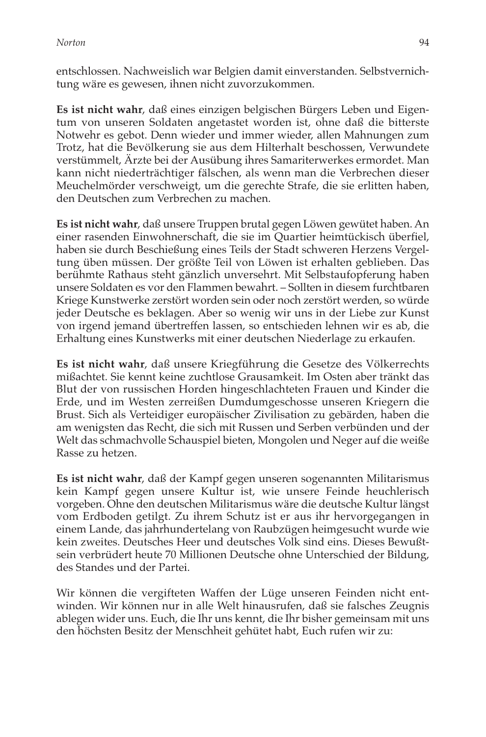entschlossen. Nachweislich war Belgien damit einverstanden. Selbstvernichtung wäre es gewesen, ihnen nicht zuvorzukommen.

**Es ist nicht wahr**, daß eines einzigen belgischen Bürgers Leben und Eigentum von unseren Soldaten angetastet worden ist, ohne daß die bitterste Notwehr es gebot. Denn wieder und immer wieder, allen Mahnungen zum Trotz, hat die Bevölkerung sie aus dem Hilterhalt beschossen, Verwundete verstümmelt, Ärzte bei der Ausübung ihres Samariterwerkes ermordet. Man kann nicht niederträchtiger fälschen, als wenn man die Verbrechen dieser Meuchelmörder verschweigt, um die gerechte Strafe, die sie erlitten haben, den Deutschen zum Verbrechen zu machen.

**Es ist nicht wahr**, daß unsere Truppen brutal gegen Löwen gewütet haben. An einer rasenden Einwohnerschaft, die sie im Quartier heimtückisch überfiel, haben sie durch Beschießung eines Teils der Stadt schweren Herzens Vergeltung üben müssen. Der größte Teil von Löwen ist erhalten geblieben. Das berühmte Rathaus steht gänzlich unversehrt. Mit Selbstaufopferung haben unsere Soldaten es vor den Flammen bewahrt. – Sollten in diesem furchtbaren Kriege Kunstwerke zerstört worden sein oder noch zerstört werden, so würde jeder Deutsche es beklagen. Aber so wenig wir uns in der Liebe zur Kunst von irgend jemand übertreffen lassen, so entschieden lehnen wir es ab, die Erhaltung eines Kunstwerks mit einer deutschen Niederlage zu erkaufen.

**Es ist nicht wahr**, daß unsere Kriegführung die Gesetze des Völkerrechts mißachtet. Sie kennt keine zuchtlose Grausamkeit. Im Osten aber tränkt das Blut der von russischen Horden hingeschlachteten Frauen und Kinder die Erde, und im Westen zerreißen Dumdumgeschosse unseren Kriegern die Brust. Sich als Verteidiger europäischer Zivilisation zu gebärden, haben die am wenigsten das Recht, die sich mit Russen und Serben verbünden und der Welt das schmachvolle Schauspiel bieten, Mongolen und Neger auf die weiße Rasse zu hetzen.

**Es ist nicht wahr**, daß der Kampf gegen unseren sogenannten Militarismus kein Kampf gegen unsere Kultur ist, wie unsere Feinde heuchlerisch vorgeben. Ohne den deutschen Militarismus wäre die deutsche Kultur längst vom Erdboden getilgt. Zu ihrem Schutz ist er aus ihr hervorgegangen in einem Lande, das jahrhundertelang von Raubzügen heimgesucht wurde wie kein zweites. Deutsches Heer und deutsches Volk sind eins. Dieses Bewußtsein verbrüdert heute 70 Millionen Deutsche ohne Unterschied der Bildung, des Standes und der Partei.

Wir können die vergifteten Waffen der Lüge unseren Feinden nicht entwinden. Wir können nur in alle Welt hinausrufen, daß sie falsches Zeugnis ablegen wider uns. Euch, die Ihr uns kennt, die Ihr bisher gemeinsam mit uns den höchsten Besitz der Menschheit gehütet habt, Euch rufen wir zu: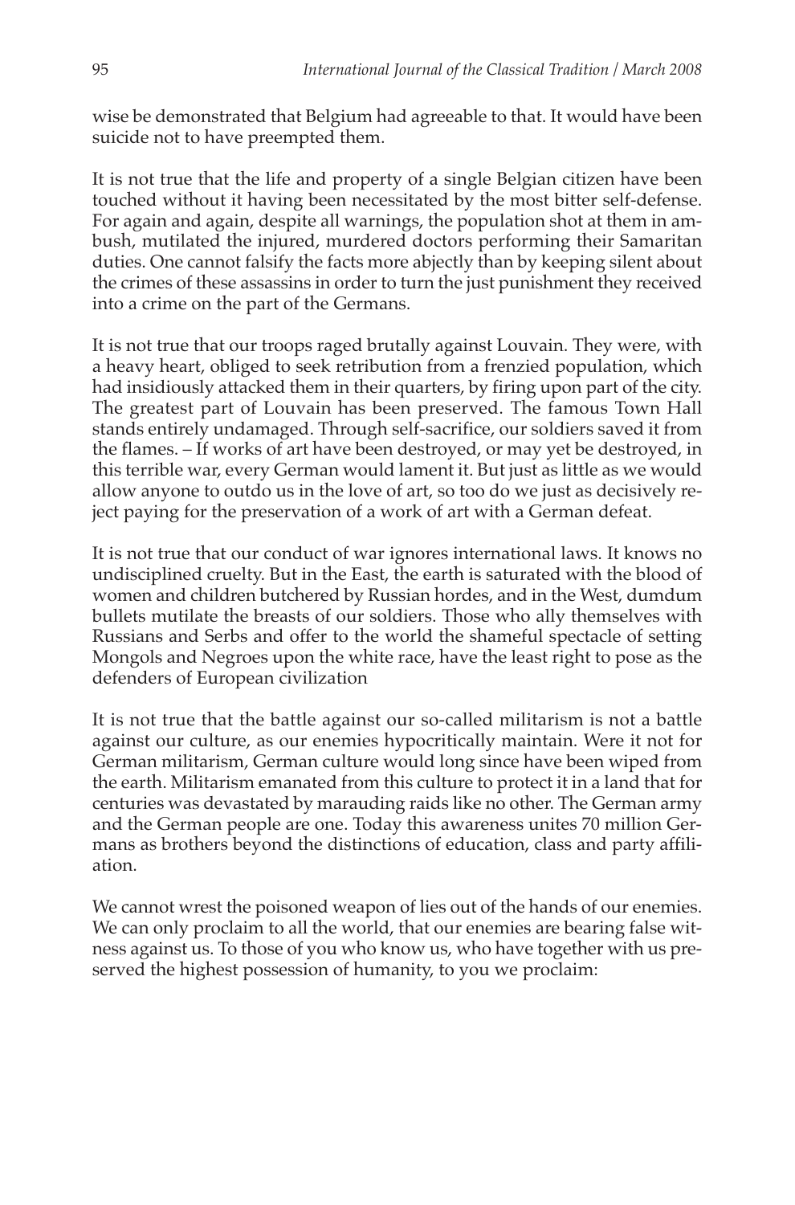wise be demonstrated that Belgium had agreeable to that. It would have been suicide not to have preempted them.

It is not true that the life and property of a single Belgian citizen have been touched without it having been necessitated by the most bitter self-defense. For again and again, despite all warnings, the population shot at them in ambush, mutilated the injured, murdered doctors performing their Samaritan duties. One cannot falsify the facts more abjectly than by keeping silent about the crimes of these assassins in order to turn the just punishment they received into a crime on the part of the Germans.

It is not true that our troops raged brutally against Louvain. They were, with a heavy heart, obliged to seek retribution from a frenzied population, which had insidiously attacked them in their quarters, by firing upon part of the city. The greatest part of Louvain has been preserved. The famous Town Hall stands entirely undamaged. Through self-sacrifice, our soldiers saved it from the flames. – If works of art have been destroyed, or may yet be destroyed, in this terrible war, every German would lament it. But just as little as we would allow anyone to outdo us in the love of art, so too do we just as decisively reject paying for the preservation of a work of art with a German defeat.

It is not true that our conduct of war ignores international laws. It knows no undisciplined cruelty. But in the East, the earth is saturated with the blood of women and children butchered by Russian hordes, and in the West, dumdum bullets mutilate the breasts of our soldiers. Those who ally themselves with Russians and Serbs and offer to the world the shameful spectacle of setting Mongols and Negroes upon the white race, have the least right to pose as the defenders of European civilization

It is not true that the battle against our so-called militarism is not a battle against our culture, as our enemies hypocritically maintain. Were it not for German militarism, German culture would long since have been wiped from the earth. Militarism emanated from this culture to protect it in a land that for centuries was devastated by marauding raids like no other. The German army and the German people are one. Today this awareness unites 70 million Germans as brothers beyond the distinctions of education, class and party affiliation.

We cannot wrest the poisoned weapon of lies out of the hands of our enemies. We can only proclaim to all the world, that our enemies are bearing false witness against us. To those of you who know us, who have together with us preserved the highest possession of humanity, to you we proclaim: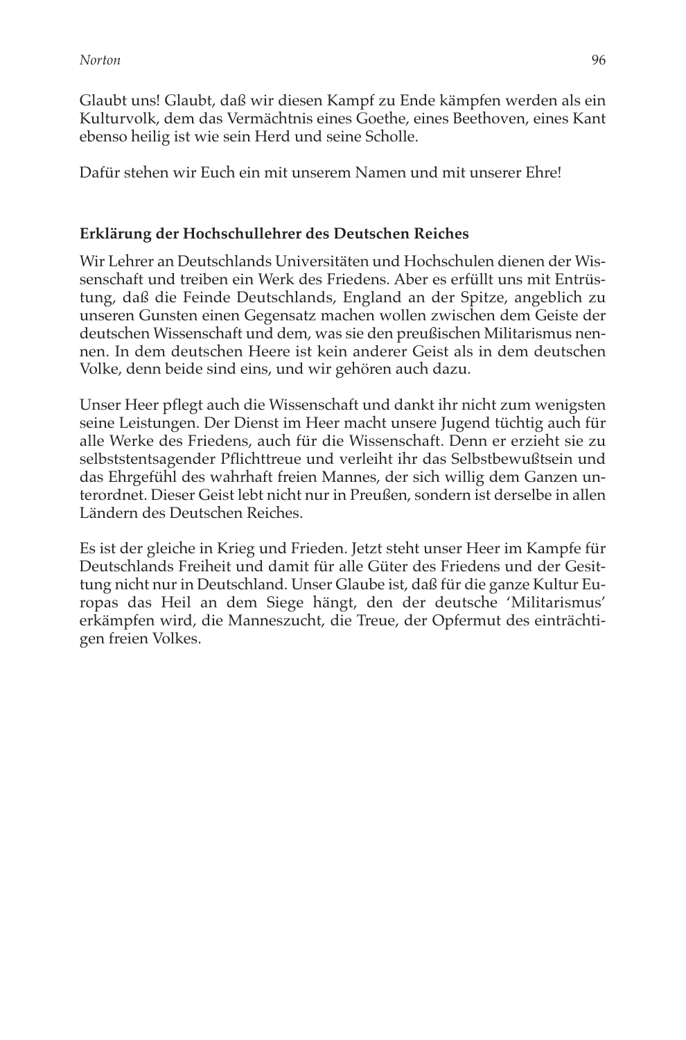Glaubt uns! Glaubt, daß wir diesen Kampf zu Ende kämpfen werden als ein Kulturvolk, dem das Vermächtnis eines Goethe, eines Beethoven, eines Kant ebenso heilig ist wie sein Herd und seine Scholle.

Dafür stehen wir Euch ein mit unserem Namen und mit unserer Ehre!

**Erklärung der Hochschullehrer des Deutschen Reiches**

Wir Lehrer an Deutschlands Universitäten und Hochschulen dienen der Wissenschaft und treiben ein Werk des Friedens. Aber es erfüllt uns mit Entrüstung, daß die Feinde Deutschlands, England an der Spitze, angeblich zu unseren Gunsten einen Gegensatz machen wollen zwischen dem Geiste der deutschen Wissenschaft und dem, was sie den preußischen Militarismus nennen. In dem deutschen Heere ist kein anderer Geist als in dem deutschen Volke, denn beide sind eins, und wir gehören auch dazu.

Unser Heer pflegt auch die Wissenschaft und dankt ihr nicht zum wenigsten seine Leistungen. Der Dienst im Heer macht unsere Jugend tüchtig auch für alle Werke des Friedens, auch für die Wissenschaft. Denn er erzieht sie zu selbststentsagender Pflichttreue und verleiht ihr das Selbstbewußtsein und das Ehrgefühl des wahrhaft freien Mannes, der sich willig dem Ganzen unterordnet. Dieser Geist lebt nicht nur in Preußen, sondern ist derselbe in allen Ländern des Deutschen Reiches.

Es ist der gleiche in Krieg und Frieden. Jetzt steht unser Heer im Kampfe für Deutschlands Freiheit und damit für alle Güter des Friedens und der Gesittung nicht nur in Deutschland. Unser Glaube ist, daß für die ganze Kultur Europas das Heil an dem Siege hängt, den der deutsche 'Militarismus' erkämpfen wird, die Manneszucht, die Treue, der Opfermut des einträchtigen freien Volkes.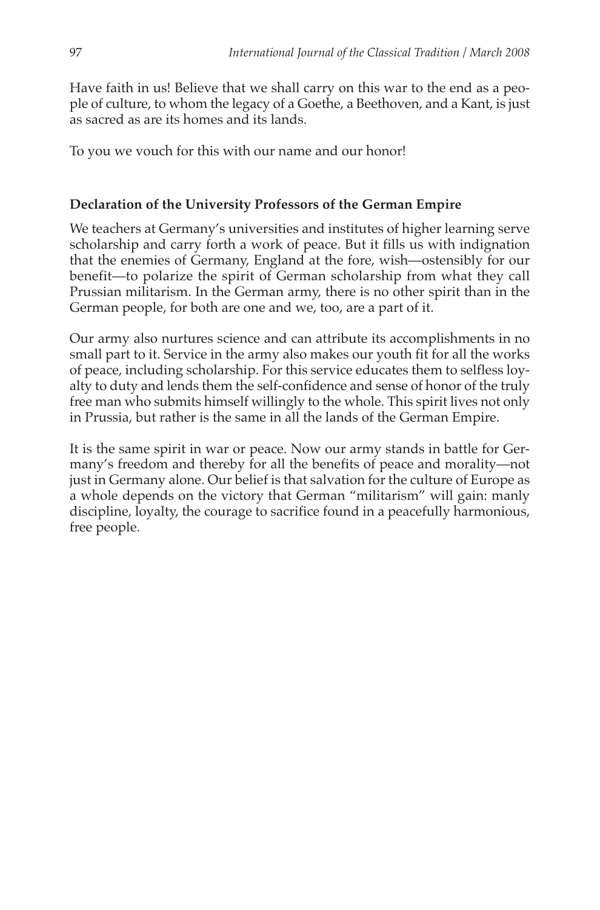Have faith in us! Believe that we shall carry on this war to the end as a people of culture, to whom the legacy of a Goethe, a Beethoven, and a Kant, is just as sacred as are its homes and its lands.

To you we vouch for this with our name and our honor!

**Declaration of the University Professors of the German Empire**

We teachers at Germany's universities and institutes of higher learning serve scholarship and carry forth a work of peace. But it fills us with indignation that the enemies of Germany, England at the fore, wish—ostensibly for our benefit—to polarize the spirit of German scholarship from what they call Prussian militarism. In the German army, there is no other spirit than in the German people, for both are one and we, too, are a part of it.

Our army also nurtures science and can attribute its accomplishments in no small part to it. Service in the army also makes our youth fit for all the works of peace, including scholarship. For this service educates them to selfless loyalty to duty and lends them the self-confidence and sense of honor of the truly free man who submits himself willingly to the whole. This spirit lives not only in Prussia, but rather is the same in all the lands of the German Empire.

It is the same spirit in war or peace. Now our army stands in battle for Germany's freedom and thereby for all the benefits of peace and morality—not just in Germany alone. Our belief is that salvation for the culture of Europe as a whole depends on the victory that German "militarism" will gain: manly discipline, loyalty, the courage to sacrifice found in a peacefully harmonious, free people.